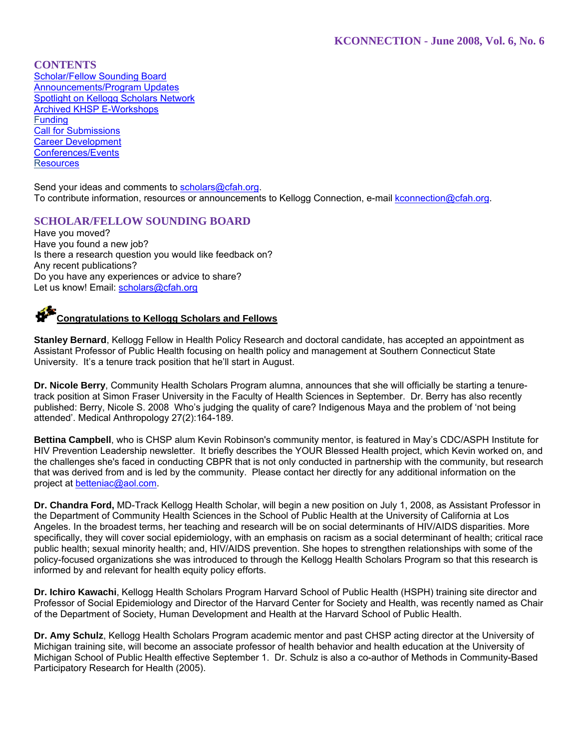KCONNECTION - June 2008, Vol. 6, No. 6

## CONTENTS

- Scholar/Fellow Sounding Board
- Announcements/Program Updates
- Spotlight on Kellogg Scholars Network
- Archived KHSP E-Workshops
- Funding
- Call for Submissions
- Career Development
- Conferences/Events
- Resources

Send your ideas and comments to scholars@cfah.org.
To contribute information, resources or announcements to Kellogg Connection, e-mail kconnection@cfah.org.

## SCHOLAR/FELLOW SOUNDING BOARD

Have you moved?
Have you found a new job?
Is there a research question you would like feedback on?
Any recent publications?
Do you have any experiences or advice to share?
Let us know! Email: scholars@cfah.org

### Congratulations to Kellogg Scholars and Fellows

**Stanley Bernard**, Kellogg Fellow in Health Policy Research and doctoral candidate, has accepted an appointment as Assistant Professor of Public Health focusing on health policy and management at Southern Connecticut State University. It's a tenure track position that he'll start in August.

**Dr. Nicole Berry**, Community Health Scholars Program alumna, announces that she will officially be starting a tenure-track position at Simon Fraser University in the Faculty of Health Sciences in September. Dr. Berry has also recently published: Berry, Nicole S. 2008 Who's judging the quality of care? Indigenous Maya and the problem of 'not being attended'. Medical Anthropology 27(2):164-189.

**Bettina Campbell**, who is CHSP alum Kevin Robinson's community mentor, is featured in May's CDC/ASPH Institute for HIV Prevention Leadership newsletter. It briefly describes the YOUR Blessed Health project, which Kevin worked on, and the challenges she's faced in conducting CBPR that is not only conducted in partnership with the community, but research that was derived from and is led by the community. Please contact her directly for any additional information on the project at betteniac@aol.com.

**Dr. Chandra Ford,** MD-Track Kellogg Health Scholar, will begin a new position on July 1, 2008, as Assistant Professor in the Department of Community Health Sciences in the School of Public Health at the University of California at Los Angeles. In the broadest terms, her teaching and research will be on social determinants of HIV/AIDS disparities. More specifically, they will cover social epidemiology, with an emphasis on racism as a social determinant of health; critical race public health; sexual minority health; and, HIV/AIDS prevention. She hopes to strengthen relationships with some of the policy-focused organizations she was introduced to through the Kellogg Health Scholars Program so that this research is informed by and relevant for health equity policy efforts.

**Dr. Ichiro Kawachi**, Kellogg Health Scholars Program Harvard School of Public Health (HSPH) training site director and Professor of Social Epidemiology and Director of the Harvard Center for Society and Health, was recently named as Chair of the Department of Society, Human Development and Health at the Harvard School of Public Health.

**Dr. Amy Schulz**, Kellogg Health Scholars Program academic mentor and past CHSP acting director at the University of Michigan training site, will become an associate professor of health behavior and health education at the University of Michigan School of Public Health effective September 1. Dr. Schulz is also a co-author of Methods in Community-Based Participatory Research for Health (2005).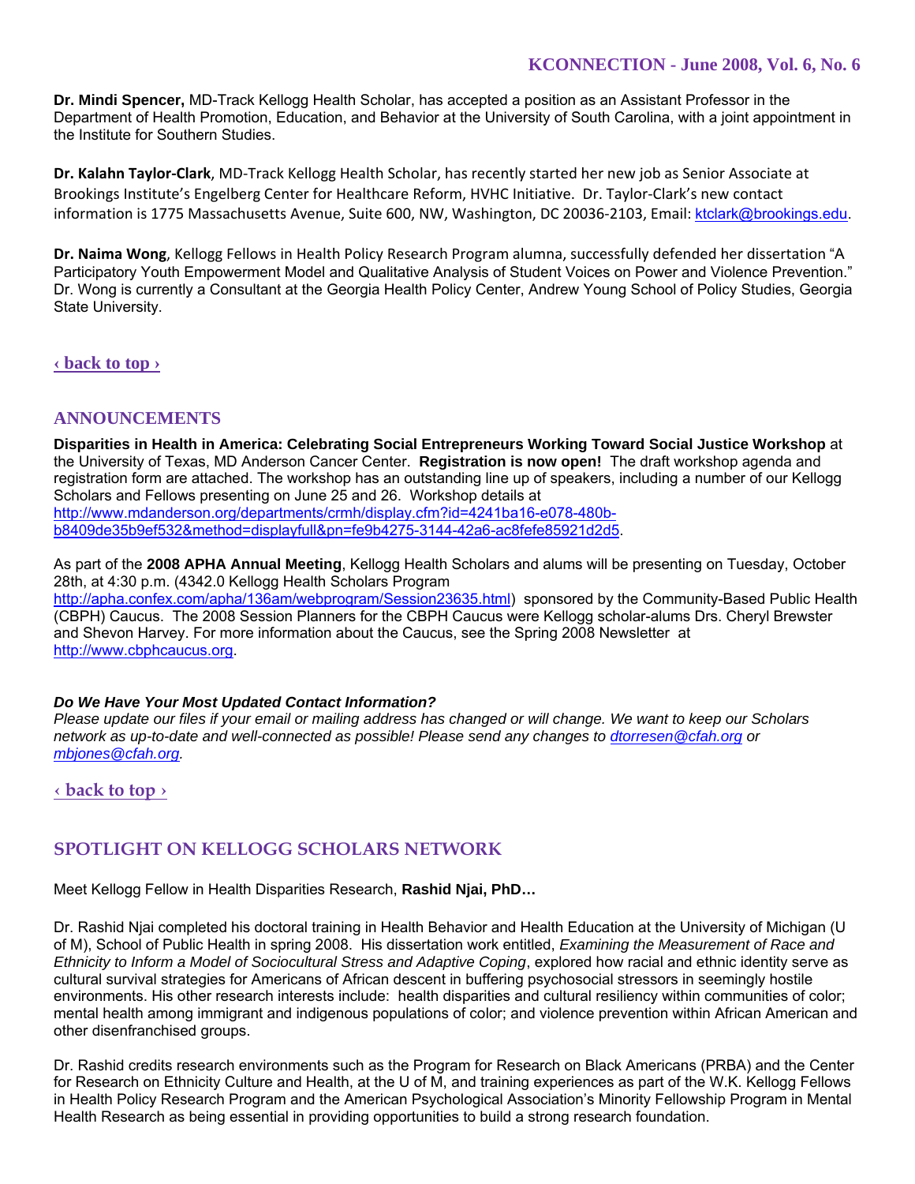**Dr. Mindi Spencer,** MD-Track Kellogg Health Scholar, has accepted a position as an Assistant Professor in the Department of Health Promotion, Education, and Behavior at the University of South Carolina, with a joint appointment in the Institute for Southern Studies.

**Dr. Kalahn Taylor-Clark**, MD-Track Kellogg Health Scholar, has recently started her new job as Senior Associate at Brookings Institute's Engelberg Center for Healthcare Reform, HVHC Initiative. Dr. Taylor-Clark's new contact information is 1775 Massachusetts Avenue, Suite 600, NW, Washington, DC 20036-2103, Email: ktclark@brookings.edu.

**Dr. Naima Wong**, Kellogg Fellows in Health Policy Research Program alumna, successfully defended her dissertation "A Participatory Youth Empowerment Model and Qualitative Analysis of Student Voices on Power and Violence Prevention." Dr. Wong is currently a Consultant at the Georgia Health Policy Center, Andrew Young School of Policy Studies, Georgia State University.

‹ back to top ›

## ANNOUNCEMENTS

**Disparities in Health in America: Celebrating Social Entrepreneurs Working Toward Social Justice Workshop** at the University of Texas, MD Anderson Cancer Center. **Registration is now open!** The draft workshop agenda and registration form are attached. The workshop has an outstanding line up of speakers, including a number of our Kellogg Scholars and Fellows presenting on June 25 and 26. Workshop details at http://www.mdanderson.org/departments/crmh/display.cfm?id=4241ba16-e078-480b-b8409de35b9ef532&method=displayfull&pn=fe9b4275-3144-42a6-ac8fefe85921d2d5.

As part of the **2008 APHA Annual Meeting**, Kellogg Health Scholars and alums will be presenting on Tuesday, October 28th, at 4:30 p.m. (4342.0 Kellogg Health Scholars Program http://apha.confex.com/apha/136am/webprogram/Session23635.html) sponsored by the Community-Based Public Health (CBPH) Caucus. The 2008 Session Planners for the CBPH Caucus were Kellogg scholar-alums Drs. Cheryl Brewster and Shevon Harvey. For more information about the Caucus, see the Spring 2008 Newsletter at http://www.cbphcaucus.org.

***Do We Have Your Most Updated Contact Information?***

*Please update our files if your email or mailing address has changed or will change. We want to keep our Scholars network as up-to-date and well-connected as possible! Please send any changes to dtorresen@cfah.org or mbjones@cfah.org.*

‹ back to top ›

## SPOTLIGHT ON KELLOGG SCHOLARS NETWORK

Meet Kellogg Fellow in Health Disparities Research, **Rashid Njai, PhD…**

Dr. Rashid Njai completed his doctoral training in Health Behavior and Health Education at the University of Michigan (U of M), School of Public Health in spring 2008. His dissertation work entitled, *Examining the Measurement of Race and Ethnicity to Inform a Model of Sociocultural Stress and Adaptive Coping*, explored how racial and ethnic identity serve as cultural survival strategies for Americans of African descent in buffering psychosocial stressors in seemingly hostile environments. His other research interests include: health disparities and cultural resiliency within communities of color; mental health among immigrant and indigenous populations of color; and violence prevention within African American and other disenfranchised groups.

Dr. Rashid credits research environments such as the Program for Research on Black Americans (PRBA) and the Center for Research on Ethnicity Culture and Health, at the U of M, and training experiences as part of the W.K. Kellogg Fellows in Health Policy Research Program and the American Psychological Association's Minority Fellowship Program in Mental Health Research as being essential in providing opportunities to build a strong research foundation.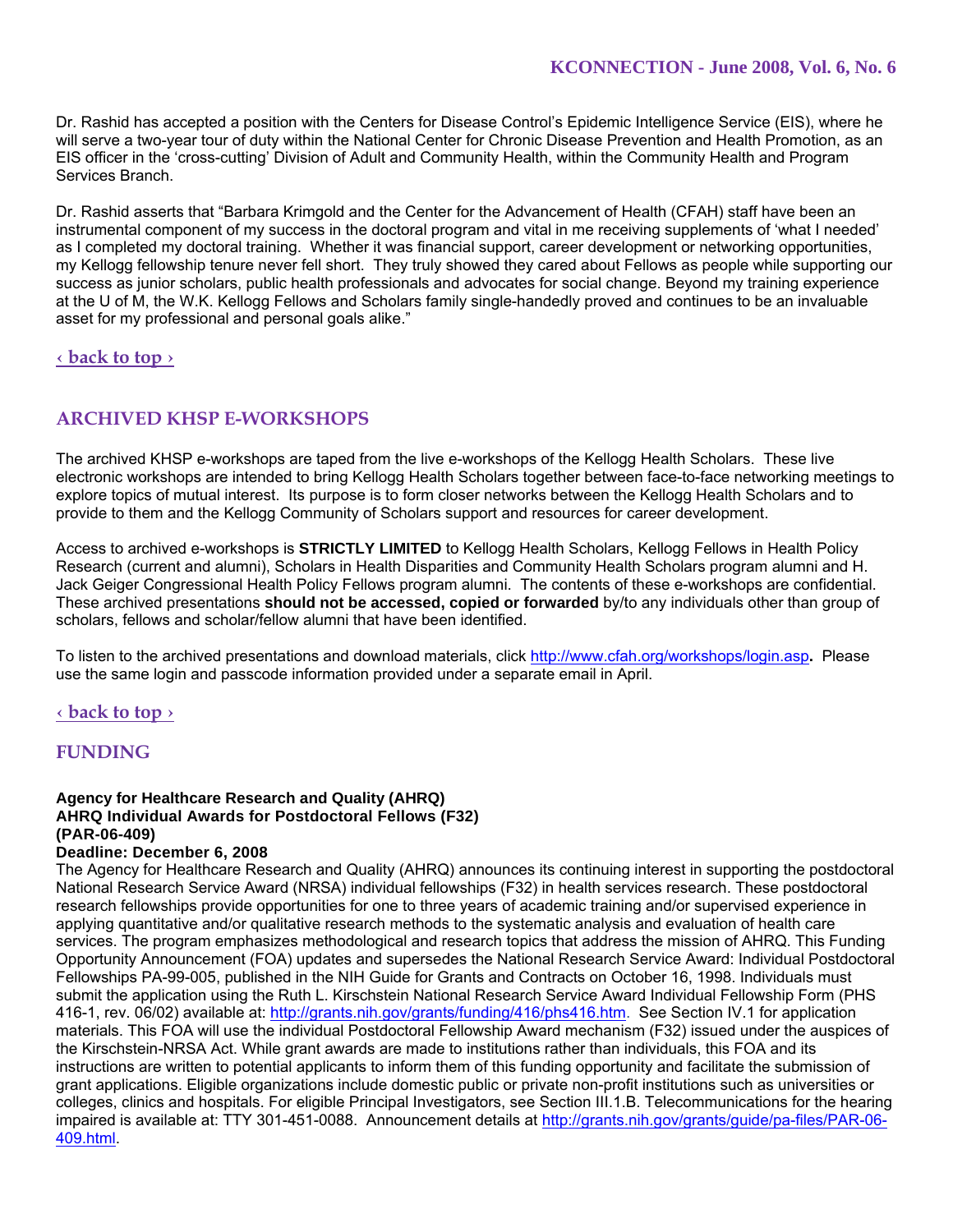Dr. Rashid has accepted a position with the Centers for Disease Control's Epidemic Intelligence Service (EIS), where he will serve a two-year tour of duty within the National Center for Chronic Disease Prevention and Health Promotion, as an EIS officer in the 'cross-cutting' Division of Adult and Community Health, within the Community Health and Program Services Branch.

Dr. Rashid asserts that "Barbara Krimgold and the Center for the Advancement of Health (CFAH) staff have been an instrumental component of my success in the doctoral program and vital in me receiving supplements of 'what I needed' as I completed my doctoral training. Whether it was financial support, career development or networking opportunities, my Kellogg fellowship tenure never fell short. They truly showed they cared about Fellows as people while supporting our success as junior scholars, public health professionals and advocates for social change. Beyond my training experience at the U of M, the W.K. Kellogg Fellows and Scholars family single-handedly proved and continues to be an invaluable asset for my professional and personal goals alike."

‹ back to top ›

## ARCHIVED KHSP E-WORKSHOPS

The archived KHSP e-workshops are taped from the live e-workshops of the Kellogg Health Scholars. These live electronic workshops are intended to bring Kellogg Health Scholars together between face-to-face networking meetings to explore topics of mutual interest. Its purpose is to form closer networks between the Kellogg Health Scholars and to provide to them and the Kellogg Community of Scholars support and resources for career development.

Access to archived e-workshops is **STRICTLY LIMITED** to Kellogg Health Scholars, Kellogg Fellows in Health Policy Research (current and alumni), Scholars in Health Disparities and Community Health Scholars program alumni and H. Jack Geiger Congressional Health Policy Fellows program alumni. The contents of these e-workshops are confidential. These archived presentations **should not be accessed, copied or forwarded** by/to any individuals other than group of scholars, fellows and scholar/fellow alumni that have been identified.

To listen to the archived presentations and download materials, click http://www.cfah.org/workshops/login.asp**.** Please use the same login and passcode information provided under a separate email in April.

‹ back to top ›

## FUNDING

**Agency for Healthcare Research and Quality (AHRQ)**
**AHRQ Individual Awards for Postdoctoral Fellows (F32)**
**(PAR-06-409)**
**Deadline: December 6, 2008**

The Agency for Healthcare Research and Quality (AHRQ) announces its continuing interest in supporting the postdoctoral National Research Service Award (NRSA) individual fellowships (F32) in health services research. These postdoctoral research fellowships provide opportunities for one to three years of academic training and/or supervised experience in applying quantitative and/or qualitative research methods to the systematic analysis and evaluation of health care services. The program emphasizes methodological and research topics that address the mission of AHRQ. This Funding Opportunity Announcement (FOA) updates and supersedes the National Research Service Award: Individual Postdoctoral Fellowships PA-99-005, published in the NIH Guide for Grants and Contracts on October 16, 1998. Individuals must submit the application using the Ruth L. Kirschstein National Research Service Award Individual Fellowship Form (PHS 416-1, rev. 06/02) available at: http://grants.nih.gov/grants/funding/416/phs416.htm. See Section IV.1 for application materials. This FOA will use the individual Postdoctoral Fellowship Award mechanism (F32) issued under the auspices of the Kirschstein-NRSA Act. While grant awards are made to institutions rather than individuals, this FOA and its instructions are written to potential applicants to inform them of this funding opportunity and facilitate the submission of grant applications. Eligible organizations include domestic public or private non-profit institutions such as universities or colleges, clinics and hospitals. For eligible Principal Investigators, see Section III.1.B. Telecommunications for the hearing impaired is available at: TTY 301-451-0088. Announcement details at http://grants.nih.gov/grants/guide/pa-files/PAR-06-409.html.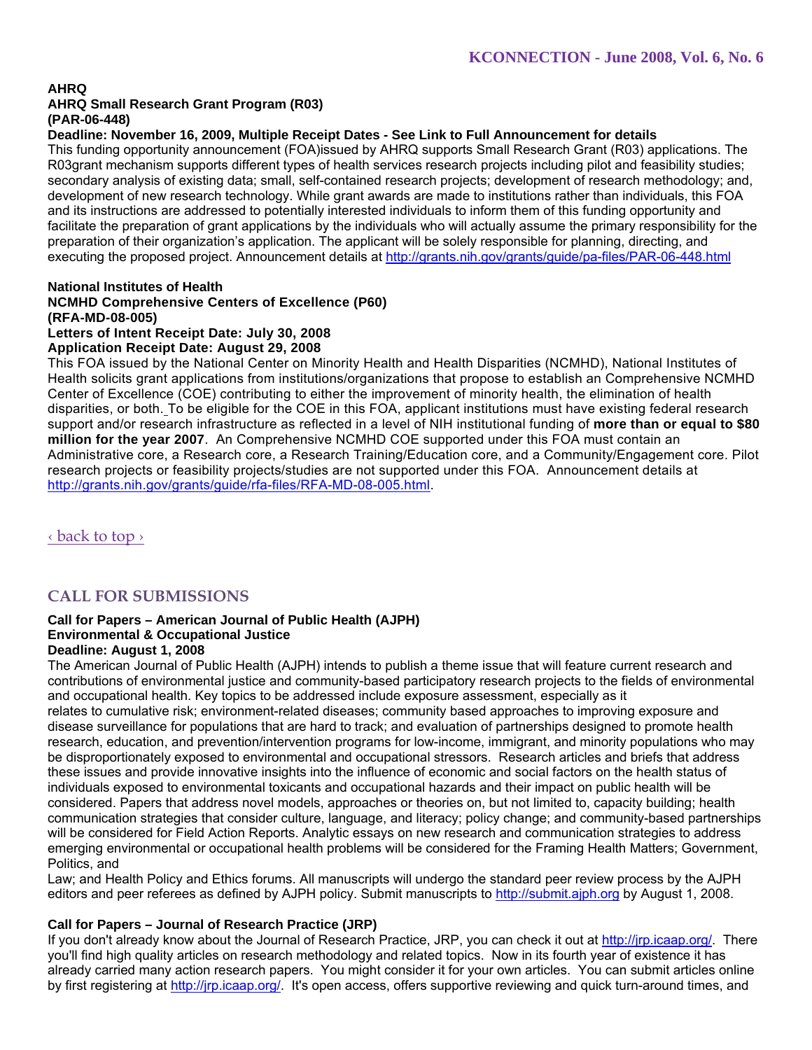**AHRQ**
**AHRQ Small Research Grant Program (R03)**
**(PAR-06-448)**
**Deadline: November 16, 2009, Multiple Receipt Dates - See Link to Full Announcement for details**

This funding opportunity announcement (FOA)issued by AHRQ supports Small Research Grant (R03) applications. The R03grant mechanism supports different types of health services research projects including pilot and feasibility studies; secondary analysis of existing data; small, self-contained research projects; development of research methodology; and, development of new research technology. While grant awards are made to institutions rather than individuals, this FOA and its instructions are addressed to potentially interested individuals to inform them of this funding opportunity and facilitate the preparation of grant applications by the individuals who will actually assume the primary responsibility for the preparation of their organization's application. The applicant will be solely responsible for planning, directing, and executing the proposed project. Announcement details at http://grants.nih.gov/grants/guide/pa-files/PAR-06-448.html

**National Institutes of Health**
**NCMHD Comprehensive Centers of Excellence (P60)**
**(RFA-MD-08-005)**
**Letters of Intent Receipt Date: July 30, 2008**
**Application Receipt Date: August 29, 2008**

This FOA issued by the National Center on Minority Health and Health Disparities (NCMHD), National Institutes of Health solicits grant applications from institutions/organizations that propose to establish an Comprehensive NCMHD Center of Excellence (COE) contributing to either the improvement of minority health, the elimination of health disparities, or both. To be eligible for the COE in this FOA, applicant institutions must have existing federal research support and/or research infrastructure as reflected in a level of NIH institutional funding of **more than or equal to $80 million for the year 2007**. An Comprehensive NCMHD COE supported under this FOA must contain an Administrative core, a Research core, a Research Training/Education core, and a Community/Engagement core. Pilot research projects or feasibility projects/studies are not supported under this FOA. Announcement details at http://grants.nih.gov/grants/guide/rfa-files/RFA-MD-08-005.html.

‹ back to top ›

## CALL FOR SUBMISSIONS

**Call for Papers – American Journal of Public Health (AJPH)**
**Environmental & Occupational Justice**
**Deadline: August 1, 2008**

The American Journal of Public Health (AJPH) intends to publish a theme issue that will feature current research and contributions of environmental justice and community-based participatory research projects to the fields of environmental and occupational health. Key topics to be addressed include exposure assessment, especially as it relates to cumulative risk; environment-related diseases; community based approaches to improving exposure and disease surveillance for populations that are hard to track; and evaluation of partnerships designed to promote health research, education, and prevention/intervention programs for low-income, immigrant, and minority populations who may be disproportionately exposed to environmental and occupational stressors. Research articles and briefs that address these issues and provide innovative insights into the influence of economic and social factors on the health status of individuals exposed to environmental toxicants and occupational hazards and their impact on public health will be considered. Papers that address novel models, approaches or theories on, but not limited to, capacity building; health communication strategies that consider culture, language, and literacy; policy change; and community-based partnerships will be considered for Field Action Reports. Analytic essays on new research and communication strategies to address emerging environmental or occupational health problems will be considered for the Framing Health Matters; Government, Politics, and Law; and Health Policy and Ethics forums. All manuscripts will undergo the standard peer review process by the AJPH editors and peer referees as defined by AJPH policy. Submit manuscripts to http://submit.ajph.org by August 1, 2008.

**Call for Papers – Journal of Research Practice (JRP)**

If you don't already know about the Journal of Research Practice, JRP, you can check it out at http://jrp.icaap.org/. There you'll find high quality articles on research methodology and related topics. Now in its fourth year of existence it has already carried many action research papers. You might consider it for your own articles. You can submit articles online by first registering at http://jrp.icaap.org/. It's open access, offers supportive reviewing and quick turn-around times, and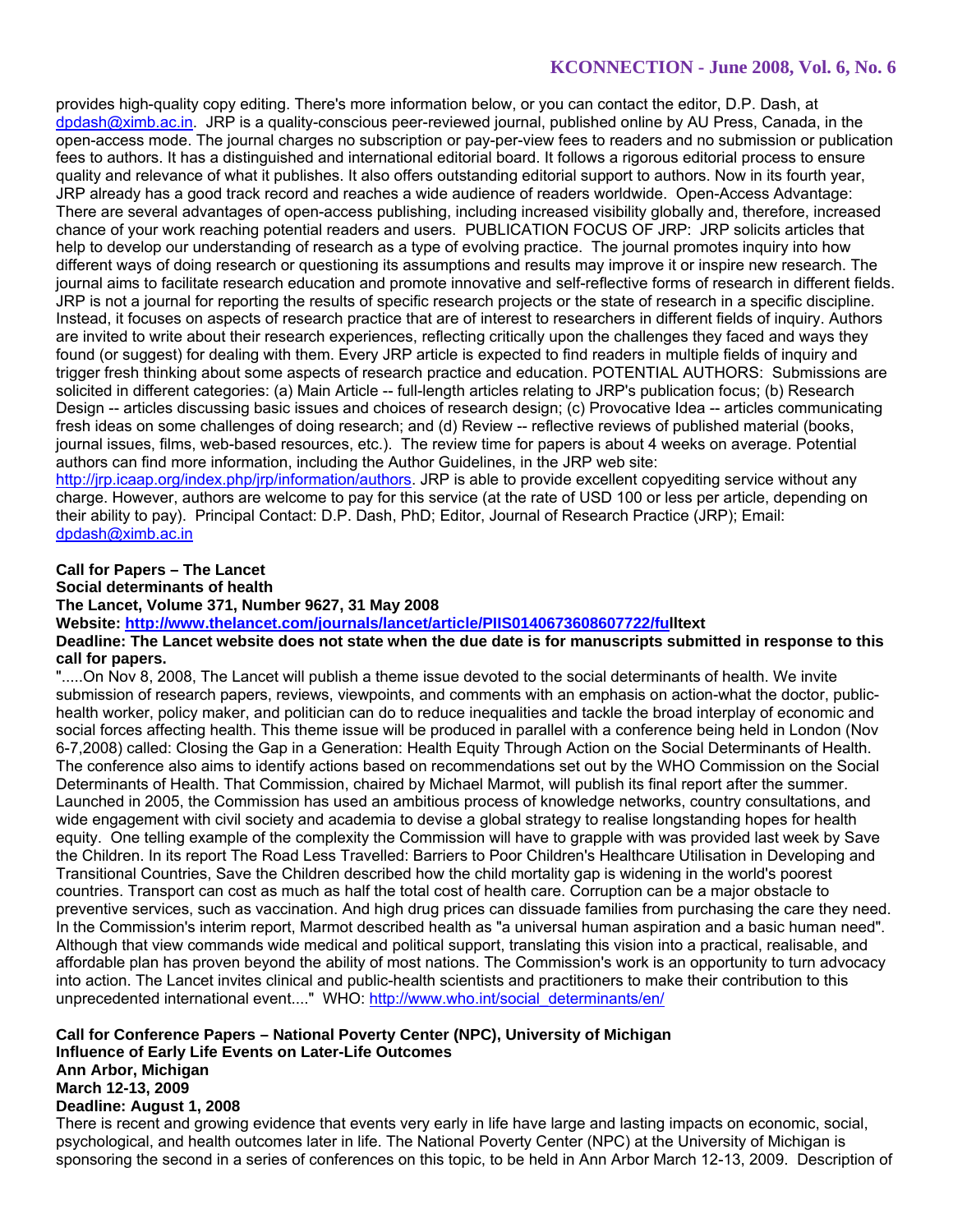provides high-quality copy editing. There's more information below, or you can contact the editor, D.P. Dash, at dpdash@ximb.ac.in. JRP is a quality-conscious peer-reviewed journal, published online by AU Press, Canada, in the open-access mode. The journal charges no subscription or pay-per-view fees to readers and no submission or publication fees to authors. It has a distinguished and international editorial board. It follows a rigorous editorial process to ensure quality and relevance of what it publishes. It also offers outstanding editorial support to authors. Now in its fourth year, JRP already has a good track record and reaches a wide audience of readers worldwide. Open-Access Advantage: There are several advantages of open-access publishing, including increased visibility globally and, therefore, increased chance of your work reaching potential readers and users. PUBLICATION FOCUS OF JRP: JRP solicits articles that help to develop our understanding of research as a type of evolving practice. The journal promotes inquiry into how different ways of doing research or questioning its assumptions and results may improve it or inspire new research. The journal aims to facilitate research education and promote innovative and self-reflective forms of research in different fields. JRP is not a journal for reporting the results of specific research projects or the state of research in a specific discipline. Instead, it focuses on aspects of research practice that are of interest to researchers in different fields of inquiry. Authors are invited to write about their research experiences, reflecting critically upon the challenges they faced and ways they found (or suggest) for dealing with them. Every JRP article is expected to find readers in multiple fields of inquiry and trigger fresh thinking about some aspects of research practice and education. POTENTIAL AUTHORS: Submissions are solicited in different categories: (a) Main Article -- full-length articles relating to JRP's publication focus; (b) Research Design -- articles discussing basic issues and choices of research design; (c) Provocative Idea -- articles communicating fresh ideas on some challenges of doing research; and (d) Review -- reflective reviews of published material (books, journal issues, films, web-based resources, etc.). The review time for papers is about 4 weeks on average. Potential authors can find more information, including the Author Guidelines, in the JRP web site: http://jrp.icaap.org/index.php/jrp/information/authors. JRP is able to provide excellent copyediting service without any charge. However, authors are welcome to pay for this service (at the rate of USD 100 or less per article, depending on their ability to pay). Principal Contact: D.P. Dash, PhD; Editor, Journal of Research Practice (JRP); Email: dpdash@ximb.ac.in

**Call for Papers – The Lancet**
**Social determinants of health**
**The Lancet, Volume 371, Number 9627, 31 May 2008**
**Website: http://www.thelancet.com/journals/lancet/article/PIIS0140673608607722/fulltext**
**Deadline: The Lancet website does not state when the due date is for manuscripts submitted in response to this call for papers.**

".....On Nov 8, 2008, The Lancet will publish a theme issue devoted to the social determinants of health. We invite submission of research papers, reviews, viewpoints, and comments with an emphasis on action-what the doctor, public-health worker, policy maker, and politician can do to reduce inequalities and tackle the broad interplay of economic and social forces affecting health. This theme issue will be produced in parallel with a conference being held in London (Nov 6-7,2008) called: Closing the Gap in a Generation: Health Equity Through Action on the Social Determinants of Health. The conference also aims to identify actions based on recommendations set out by the WHO Commission on the Social Determinants of Health. That Commission, chaired by Michael Marmot, will publish its final report after the summer. Launched in 2005, the Commission has used an ambitious process of knowledge networks, country consultations, and wide engagement with civil society and academia to devise a global strategy to realise longstanding hopes for health equity. One telling example of the complexity the Commission will have to grapple with was provided last week by Save the Children. In its report The Road Less Travelled: Barriers to Poor Children's Healthcare Utilisation in Developing and Transitional Countries, Save the Children described how the child mortality gap is widening in the world's poorest countries. Transport can cost as much as half the total cost of health care. Corruption can be a major obstacle to preventive services, such as vaccination. And high drug prices can dissuade families from purchasing the care they need. In the Commission's interim report, Marmot described health as "a universal human aspiration and a basic human need". Although that view commands wide medical and political support, translating this vision into a practical, realisable, and affordable plan has proven beyond the ability of most nations. The Commission's work is an opportunity to turn advocacy into action. The Lancet invites clinical and public-health scientists and practitioners to make their contribution to this unprecedented international event...." WHO: http://www.who.int/social_determinants/en/

**Call for Conference Papers – National Poverty Center (NPC), University of Michigan**
**Influence of Early Life Events on Later-Life Outcomes**
**Ann Arbor, Michigan**
**March 12-13, 2009**
**Deadline: August 1, 2008**

There is recent and growing evidence that events very early in life have large and lasting impacts on economic, social, psychological, and health outcomes later in life. The National Poverty Center (NPC) at the University of Michigan is sponsoring the second in a series of conferences on this topic, to be held in Ann Arbor March 12-13, 2009. Description of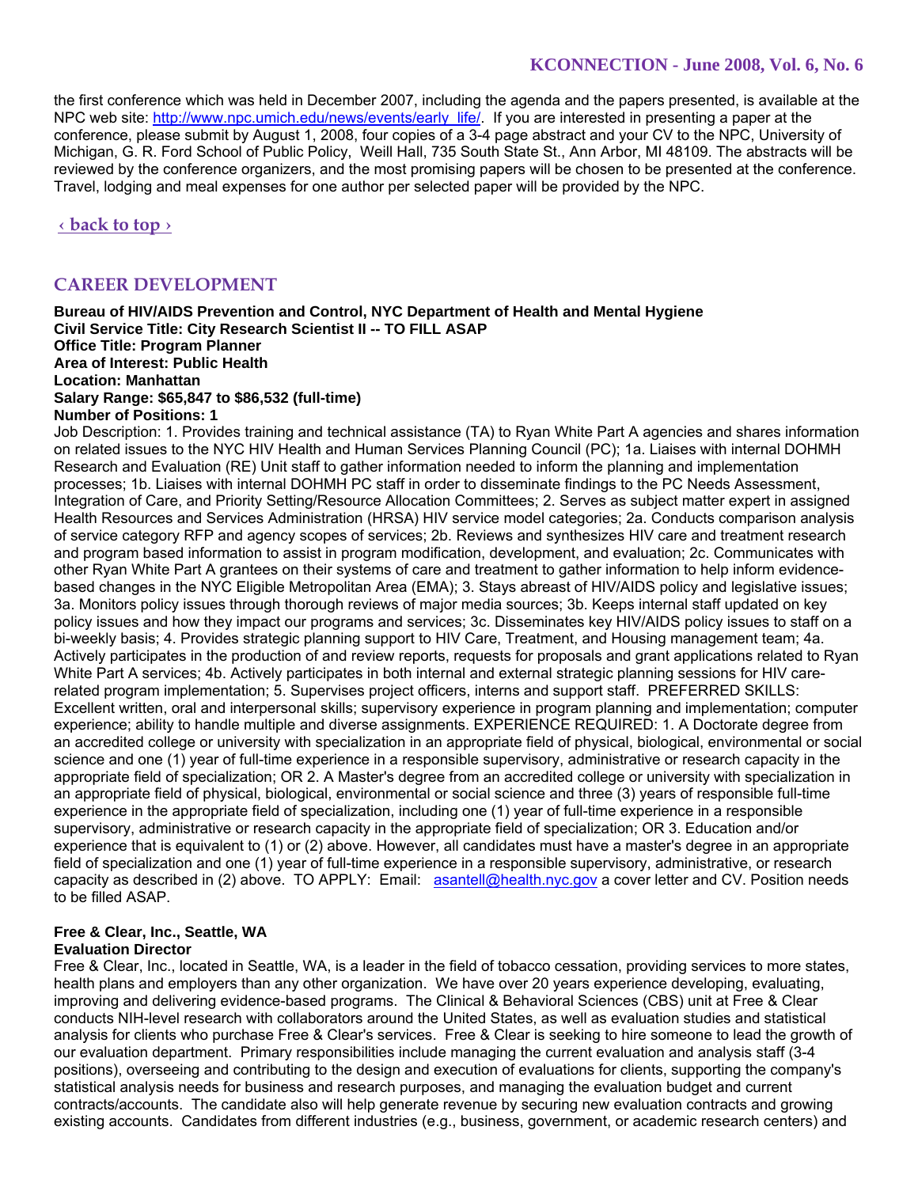the first conference which was held in December 2007, including the agenda and the papers presented, is available at the NPC web site: [http://www.npc.umich.edu/news/events/early_life/](http://www.npc.umich.edu/news/events/early_life/). If you are interested in presenting a paper at the conference, please submit by August 1, 2008, four copies of a 3-4 page abstract and your CV to the NPC, University of Michigan, G. R. Ford School of Public Policy, Weill Hall, 735 South State St., Ann Arbor, MI 48109. The abstracts will be reviewed by the conference organizers, and the most promising papers will be chosen to be presented at the conference. Travel, lodging and meal expenses for one author per selected paper will be provided by the NPC.

‹ back to top ›

## CAREER DEVELOPMENT

**Bureau of HIV/AIDS Prevention and Control, NYC Department of Health and Mental Hygiene**
**Civil Service Title: City Research Scientist II -- TO FILL ASAP**
**Office Title: Program Planner**
**Area of Interest: Public Health**
**Location: Manhattan**
**Salary Range: $65,847 to $86,532 (full-time)**
**Number of Positions: 1**

Job Description: 1. Provides training and technical assistance (TA) to Ryan White Part A agencies and shares information on related issues to the NYC HIV Health and Human Services Planning Council (PC); 1a. Liaises with internal DOHMH Research and Evaluation (RE) Unit staff to gather information needed to inform the planning and implementation processes; 1b. Liaises with internal DOHMH PC staff in order to disseminate findings to the PC Needs Assessment, Integration of Care, and Priority Setting/Resource Allocation Committees; 2. Serves as subject matter expert in assigned Health Resources and Services Administration (HRSA) HIV service model categories; 2a. Conducts comparison analysis of service category RFP and agency scopes of services; 2b. Reviews and synthesizes HIV care and treatment research and program based information to assist in program modification, development, and evaluation; 2c. Communicates with other Ryan White Part A grantees on their systems of care and treatment to gather information to help inform evidence-based changes in the NYC Eligible Metropolitan Area (EMA); 3. Stays abreast of HIV/AIDS policy and legislative issues; 3a. Monitors policy issues through thorough reviews of major media sources; 3b. Keeps internal staff updated on key policy issues and how they impact our programs and services; 3c. Disseminates key HIV/AIDS policy issues to staff on a bi-weekly basis; 4. Provides strategic planning support to HIV Care, Treatment, and Housing management team; 4a. Actively participates in the production of and review reports, requests for proposals and grant applications related to Ryan White Part A services; 4b. Actively participates in both internal and external strategic planning sessions for HIV care-related program implementation; 5. Supervises project officers, interns and support staff. PREFERRED SKILLS: Excellent written, oral and interpersonal skills; supervisory experience in program planning and implementation; computer experience; ability to handle multiple and diverse assignments. EXPERIENCE REQUIRED: 1. A Doctorate degree from an accredited college or university with specialization in an appropriate field of physical, biological, environmental or social science and one (1) year of full-time experience in a responsible supervisory, administrative or research capacity in the appropriate field of specialization; OR 2. A Master's degree from an accredited college or university with specialization in an appropriate field of physical, biological, environmental or social science and three (3) years of responsible full-time experience in the appropriate field of specialization, including one (1) year of full-time experience in a responsible supervisory, administrative or research capacity in the appropriate field of specialization; OR 3. Education and/or experience that is equivalent to (1) or (2) above. However, all candidates must have a master's degree in an appropriate field of specialization and one (1) year of full-time experience in a responsible supervisory, administrative, or research capacity as described in (2) above. TO APPLY: Email: [asantell@health.nyc.gov](mailto:asantell@health.nyc.gov) a cover letter and CV. Position needs to be filled ASAP.

**Free & Clear, Inc., Seattle, WA**
**Evaluation Director**

Free & Clear, Inc., located in Seattle, WA, is a leader in the field of tobacco cessation, providing services to more states, health plans and employers than any other organization. We have over 20 years experience developing, evaluating, improving and delivering evidence-based programs. The Clinical & Behavioral Sciences (CBS) unit at Free & Clear conducts NIH-level research with collaborators around the United States, as well as evaluation studies and statistical analysis for clients who purchase Free & Clear's services. Free & Clear is seeking to hire someone to lead the growth of our evaluation department. Primary responsibilities include managing the current evaluation and analysis staff (3-4 positions), overseeing and contributing to the design and execution of evaluations for clients, supporting the company's statistical analysis needs for business and research purposes, and managing the evaluation budget and current contracts/accounts. The candidate also will help generate revenue by securing new evaluation contracts and growing existing accounts. Candidates from different industries (e.g., business, government, or academic research centers) and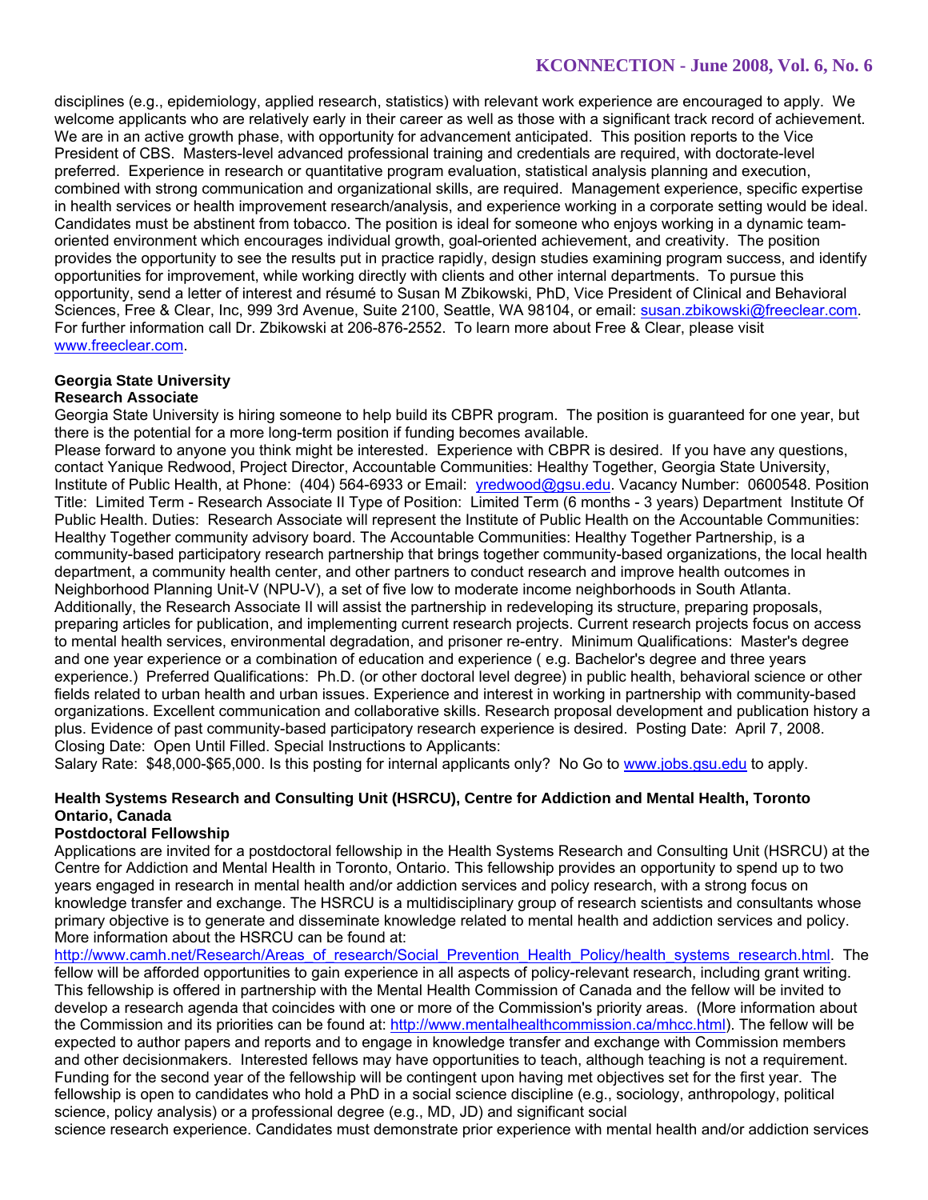disciplines (e.g., epidemiology, applied research, statistics) with relevant work experience are encouraged to apply. We welcome applicants who are relatively early in their career as well as those with a significant track record of achievement. We are in an active growth phase, with opportunity for advancement anticipated. This position reports to the Vice President of CBS. Masters-level advanced professional training and credentials are required, with doctorate-level preferred. Experience in research or quantitative program evaluation, statistical analysis planning and execution, combined with strong communication and organizational skills, are required. Management experience, specific expertise in health services or health improvement research/analysis, and experience working in a corporate setting would be ideal. Candidates must be abstinent from tobacco. The position is ideal for someone who enjoys working in a dynamic team-oriented environment which encourages individual growth, goal-oriented achievement, and creativity. The position provides the opportunity to see the results put in practice rapidly, design studies examining program success, and identify opportunities for improvement, while working directly with clients and other internal departments. To pursue this opportunity, send a letter of interest and résumé to Susan M Zbikowski, PhD, Vice President of Clinical and Behavioral Sciences, Free & Clear, Inc, 999 3rd Avenue, Suite 2100, Seattle, WA 98104, or email: susan.zbikowski@freeclear.com. For further information call Dr. Zbikowski at 206-876-2552. To learn more about Free & Clear, please visit www.freeclear.com.

**Georgia State University**
**Research Associate**

Georgia State University is hiring someone to help build its CBPR program. The position is guaranteed for one year, but there is the potential for a more long-term position if funding becomes available.

Please forward to anyone you think might be interested. Experience with CBPR is desired. If you have any questions, contact Yanique Redwood, Project Director, Accountable Communities: Healthy Together, Georgia State University, Institute of Public Health, at Phone: (404) 564-6933 or Email: yredwood@gsu.edu. Vacancy Number: 0600548. Position Title: Limited Term - Research Associate II Type of Position: Limited Term (6 months - 3 years) Department Institute Of Public Health. Duties: Research Associate will represent the Institute of Public Health on the Accountable Communities: Healthy Together community advisory board. The Accountable Communities: Healthy Together Partnership, is a community-based participatory research partnership that brings together community-based organizations, the local health department, a community health center, and other partners to conduct research and improve health outcomes in Neighborhood Planning Unit-V (NPU-V), a set of five low to moderate income neighborhoods in South Atlanta. Additionally, the Research Associate II will assist the partnership in redeveloping its structure, preparing proposals, preparing articles for publication, and implementing current research projects. Current research projects focus on access to mental health services, environmental degradation, and prisoner re-entry. Minimum Qualifications: Master's degree and one year experience or a combination of education and experience ( e.g. Bachelor's degree and three years experience.) Preferred Qualifications: Ph.D. (or other doctoral level degree) in public health, behavioral science or other fields related to urban health and urban issues. Experience and interest in working in partnership with community-based organizations. Excellent communication and collaborative skills. Research proposal development and publication history a plus. Evidence of past community-based participatory research experience is desired. Posting Date: April 7, 2008. Closing Date: Open Until Filled. Special Instructions to Applicants:
Salary Rate: $48,000-$65,000. Is this posting for internal applicants only? No Go to www.jobs.gsu.edu to apply.

**Health Systems Research and Consulting Unit (HSRCU), Centre for Addiction and Mental Health, Toronto Ontario, Canada**
**Postdoctoral Fellowship**

Applications are invited for a postdoctoral fellowship in the Health Systems Research and Consulting Unit (HSRCU) at the Centre for Addiction and Mental Health in Toronto, Ontario. This fellowship provides an opportunity to spend up to two years engaged in research in mental health and/or addiction services and policy research, with a strong focus on knowledge transfer and exchange. The HSRCU is a multidisciplinary group of research scientists and consultants whose primary objective is to generate and disseminate knowledge related to mental health and addiction services and policy. More information about the HSRCU can be found at:
http://www.camh.net/Research/Areas_of_research/Social_Prevention_Health_Policy/health_systems_research.html. The fellow will be afforded opportunities to gain experience in all aspects of policy-relevant research, including grant writing. This fellowship is offered in partnership with the Mental Health Commission of Canada and the fellow will be invited to develop a research agenda that coincides with one or more of the Commission's priority areas. (More information about the Commission and its priorities can be found at: http://www.mentalhealthcommission.ca/mhcc.html). The fellow will be expected to author papers and reports and to engage in knowledge transfer and exchange with Commission members and other decisionmakers. Interested fellows may have opportunities to teach, although teaching is not a requirement. Funding for the second year of the fellowship will be contingent upon having met objectives set for the first year. The fellowship is open to candidates who hold a PhD in a social science discipline (e.g., sociology, anthropology, political science, policy analysis) or a professional degree (e.g., MD, JD) and significant social science research experience. Candidates must demonstrate prior experience with mental health and/or addiction services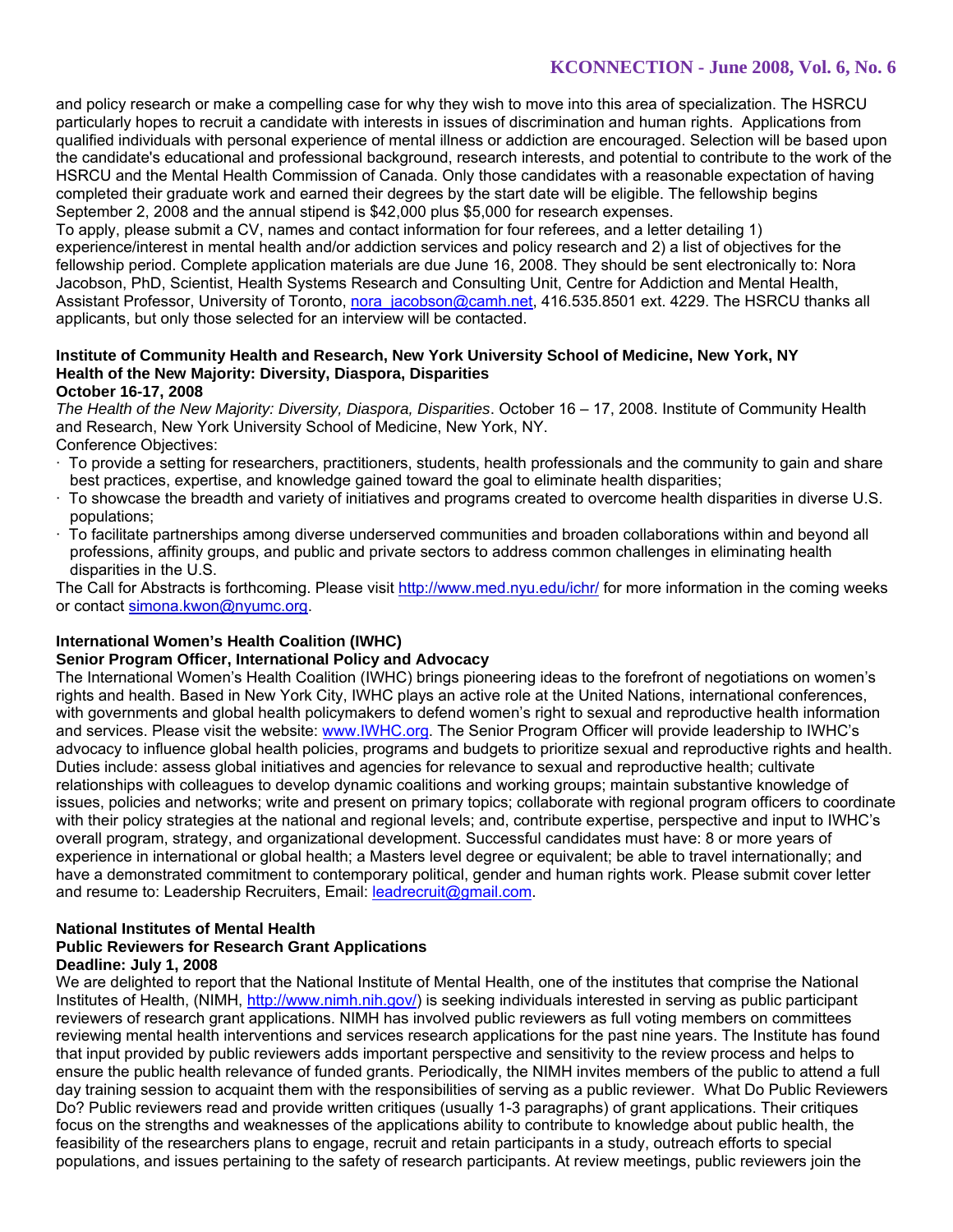and policy research or make a compelling case for why they wish to move into this area of specialization. The HSRCU particularly hopes to recruit a candidate with interests in issues of discrimination and human rights. Applications from qualified individuals with personal experience of mental illness or addiction are encouraged. Selection will be based upon the candidate's educational and professional background, research interests, and potential to contribute to the work of the HSRCU and the Mental Health Commission of Canada. Only those candidates with a reasonable expectation of having completed their graduate work and earned their degrees by the start date will be eligible. The fellowship begins September 2, 2008 and the annual stipend is $42,000 plus $5,000 for research expenses.

To apply, please submit a CV, names and contact information for four referees, and a letter detailing 1) experience/interest in mental health and/or addiction services and policy research and 2) a list of objectives for the fellowship period. Complete application materials are due June 16, 2008. They should be sent electronically to: Nora Jacobson, PhD, Scientist, Health Systems Research and Consulting Unit, Centre for Addiction and Mental Health, Assistant Professor, University of Toronto, nora_jacobson@camh.net, 416.535.8501 ext. 4229. The HSRCU thanks all applicants, but only those selected for an interview will be contacted.

**Institute of Community Health and Research, New York University School of Medicine, New York, NY**
**Health of the New Majority: Diversity, Diaspora, Disparities**
**October 16-17, 2008**

*The Health of the New Majority: Diversity, Diaspora, Disparities*. October 16 – 17, 2008. Institute of Community Health and Research, New York University School of Medicine, New York, NY.

Conference Objectives:

- To provide a setting for researchers, practitioners, students, health professionals and the community to gain and share best practices, expertise, and knowledge gained toward the goal to eliminate health disparities;
- To showcase the breadth and variety of initiatives and programs created to overcome health disparities in diverse U.S. populations;
- To facilitate partnerships among diverse underserved communities and broaden collaborations within and beyond all professions, affinity groups, and public and private sectors to address common challenges in eliminating health disparities in the U.S.

The Call for Abstracts is forthcoming. Please visit http://www.med.nyu.edu/ichr/ for more information in the coming weeks or contact simona.kwon@nyumc.org.

**International Women's Health Coalition (IWHC)**
**Senior Program Officer, International Policy and Advocacy**

The International Women's Health Coalition (IWHC) brings pioneering ideas to the forefront of negotiations on women's rights and health. Based in New York City, IWHC plays an active role at the United Nations, international conferences, with governments and global health policymakers to defend women's right to sexual and reproductive health information and services. Please visit the website: www.IWHC.org. The Senior Program Officer will provide leadership to IWHC's advocacy to influence global health policies, programs and budgets to prioritize sexual and reproductive rights and health. Duties include: assess global initiatives and agencies for relevance to sexual and reproductive health; cultivate relationships with colleagues to develop dynamic coalitions and working groups; maintain substantive knowledge of issues, policies and networks; write and present on primary topics; collaborate with regional program officers to coordinate with their policy strategies at the national and regional levels; and, contribute expertise, perspective and input to IWHC's overall program, strategy, and organizational development. Successful candidates must have: 8 or more years of experience in international or global health; a Masters level degree or equivalent; be able to travel internationally; and have a demonstrated commitment to contemporary political, gender and human rights work. Please submit cover letter and resume to: Leadership Recruiters, Email: leadrecruit@gmail.com.

**National Institutes of Mental Health**
**Public Reviewers for Research Grant Applications**
**Deadline: July 1, 2008**

We are delighted to report that the National Institute of Mental Health, one of the institutes that comprise the National Institutes of Health, (NIMH, http://www.nimh.nih.gov/) is seeking individuals interested in serving as public participant reviewers of research grant applications. NIMH has involved public reviewers as full voting members on committees reviewing mental health interventions and services research applications for the past nine years. The Institute has found that input provided by public reviewers adds important perspective and sensitivity to the review process and helps to ensure the public health relevance of funded grants. Periodically, the NIMH invites members of the public to attend a full day training session to acquaint them with the responsibilities of serving as a public reviewer. What Do Public Reviewers Do? Public reviewers read and provide written critiques (usually 1-3 paragraphs) of grant applications. Their critiques focus on the strengths and weaknesses of the applications ability to contribute to knowledge about public health, the feasibility of the researchers plans to engage, recruit and retain participants in a study, outreach efforts to special populations, and issues pertaining to the safety of research participants. At review meetings, public reviewers join the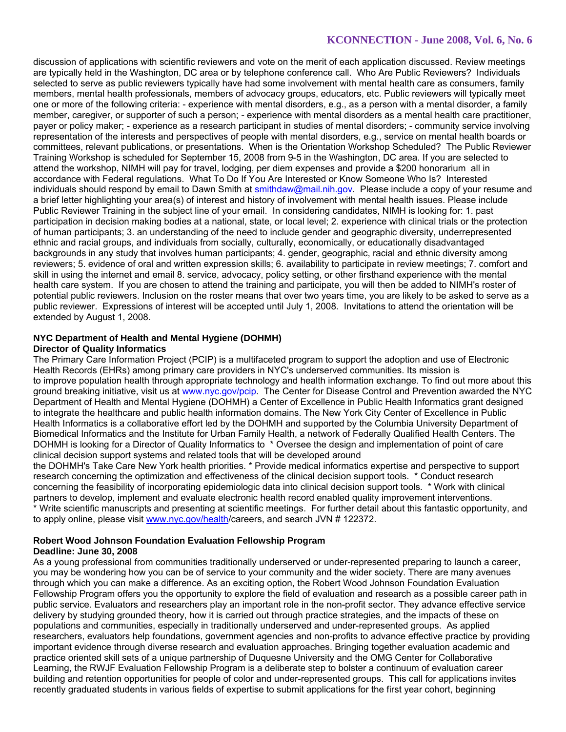discussion of applications with scientific reviewers and vote on the merit of each application discussed. Review meetings are typically held in the Washington, DC area or by telephone conference call. Who Are Public Reviewers? Individuals selected to serve as public reviewers typically have had some involvement with mental health care as consumers, family members, mental health professionals, members of advocacy groups, educators, etc. Public reviewers will typically meet one or more of the following criteria: - experience with mental disorders, e.g., as a person with a mental disorder, a family member, caregiver, or supporter of such a person; - experience with mental disorders as a mental health care practitioner, payer or policy maker; - experience as a research participant in studies of mental disorders; - community service involving representation of the interests and perspectives of people with mental disorders, e.g., service on mental health boards or committees, relevant publications, or presentations. When is the Orientation Workshop Scheduled? The Public Reviewer Training Workshop is scheduled for September 15, 2008 from 9-5 in the Washington, DC area. If you are selected to attend the workshop, NIMH will pay for travel, lodging, per diem expenses and provide a $200 honorarium all in accordance with Federal regulations. What To Do If You Are Interested or Know Someone Who Is? Interested individuals should respond by email to Dawn Smith at smithdaw@mail.nih.gov. Please include a copy of your resume and a brief letter highlighting your area(s) of interest and history of involvement with mental health issues. Please include Public Reviewer Training in the subject line of your email. In considering candidates, NIMH is looking for: 1. past participation in decision making bodies at a national, state, or local level; 2. experience with clinical trials or the protection of human participants; 3. an understanding of the need to include gender and geographic diversity, underrepresented ethnic and racial groups, and individuals from socially, culturally, economically, or educationally disadvantaged backgrounds in any study that involves human participants; 4. gender, geographic, racial and ethnic diversity among reviewers; 5. evidence of oral and written expression skills; 6. availability to participate in review meetings; 7. comfort and skill in using the internet and email 8. service, advocacy, policy setting, or other firsthand experience with the mental health care system. If you are chosen to attend the training and participate, you will then be added to NIMH's roster of potential public reviewers. Inclusion on the roster means that over two years time, you are likely to be asked to serve as a public reviewer. Expressions of interest will be accepted until July 1, 2008. Invitations to attend the orientation will be extended by August 1, 2008.

**NYC Department of Health and Mental Hygiene (DOHMH)**
**Director of Quality Informatics**

The Primary Care Information Project (PCIP) is a multifaceted program to support the adoption and use of Electronic Health Records (EHRs) among primary care providers in NYC's underserved communities. Its mission is to improve population health through appropriate technology and health information exchange. To find out more about this ground breaking initiative, visit us at www.nyc.gov/pcip. The Center for Disease Control and Prevention awarded the NYC Department of Health and Mental Hygiene (DOHMH) a Center of Excellence in Public Health Informatics grant designed to integrate the healthcare and public health information domains. The New York City Center of Excellence in Public Health Informatics is a collaborative effort led by the DOHMH and supported by the Columbia University Department of Biomedical Informatics and the Institute for Urban Family Health, a network of Federally Qualified Health Centers. The DOHMH is looking for a Director of Quality Informatics to * Oversee the design and implementation of point of care clinical decision support systems and related tools that will be developed around the DOHMH's Take Care New York health priorities. * Provide medical informatics expertise and perspective to support research concerning the optimization and effectiveness of the clinical decision support tools. * Conduct research concerning the feasibility of incorporating epidemiologic data into clinical decision support tools. * Work with clinical partners to develop, implement and evaluate electronic health record enabled quality improvement interventions. * Write scientific manuscripts and presenting at scientific meetings. For further detail about this fantastic opportunity, and to apply online, please visit www.nyc.gov/health/careers, and search JVN # 122372.

**Robert Wood Johnson Foundation Evaluation Fellowship Program**
**Deadline: June 30, 2008**

As a young professional from communities traditionally underserved or under-represented preparing to launch a career, you may be wondering how you can be of service to your community and the wider society. There are many avenues through which you can make a difference. As an exciting option, the Robert Wood Johnson Foundation Evaluation Fellowship Program offers you the opportunity to explore the field of evaluation and research as a possible career path in public service. Evaluators and researchers play an important role in the non-profit sector. They advance effective service delivery by studying grounded theory, how it is carried out through practice strategies, and the impacts of these on populations and communities, especially in traditionally underserved and under-represented groups. As applied researchers, evaluators help foundations, government agencies and non-profits to advance effective practice by providing important evidence through diverse research and evaluation approaches. Bringing together evaluation academic and practice oriented skill sets of a unique partnership of Duquesne University and the OMG Center for Collaborative Learning, the RWJF Evaluation Fellowship Program is a deliberate step to bolster a continuum of evaluation career building and retention opportunities for people of color and under-represented groups. This call for applications invites recently graduated students in various fields of expertise to submit applications for the first year cohort, beginning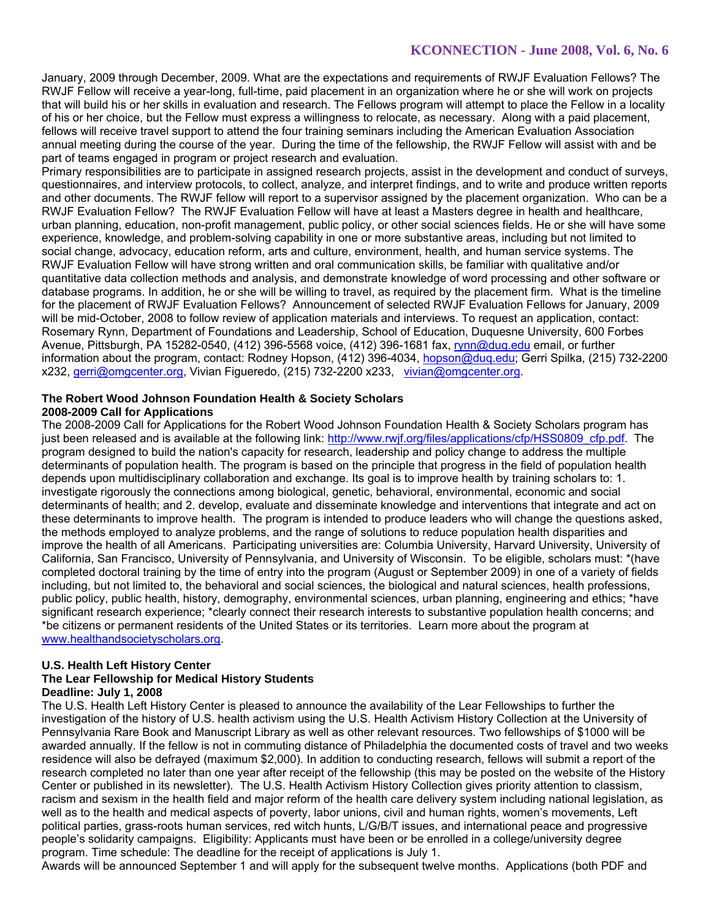January, 2009 through December, 2009. What are the expectations and requirements of RWJF Evaluation Fellows? The RWJF Fellow will receive a year-long, full-time, paid placement in an organization where he or she will work on projects that will build his or her skills in evaluation and research. The Fellows program will attempt to place the Fellow in a locality of his or her choice, but the Fellow must express a willingness to relocate, as necessary. Along with a paid placement, fellows will receive travel support to attend the four training seminars including the American Evaluation Association annual meeting during the course of the year. During the time of the fellowship, the RWJF Fellow will assist with and be part of teams engaged in program or project research and evaluation.

Primary responsibilities are to participate in assigned research projects, assist in the development and conduct of surveys, questionnaires, and interview protocols, to collect, analyze, and interpret findings, and to write and produce written reports and other documents. The RWJF fellow will report to a supervisor assigned by the placement organization. Who can be a RWJF Evaluation Fellow? The RWJF Evaluation Fellow will have at least a Masters degree in health and healthcare, urban planning, education, non-profit management, public policy, or other social sciences fields. He or she will have some experience, knowledge, and problem-solving capability in one or more substantive areas, including but not limited to social change, advocacy, education reform, arts and culture, environment, health, and human service systems. The RWJF Evaluation Fellow will have strong written and oral communication skills, be familiar with qualitative and/or quantitative data collection methods and analysis, and demonstrate knowledge of word processing and other software or database programs. In addition, he or she will be willing to travel, as required by the placement firm. What is the timeline for the placement of RWJF Evaluation Fellows? Announcement of selected RWJF Evaluation Fellows for January, 2009 will be mid-October, 2008 to follow review of application materials and interviews. To request an application, contact: Rosemary Rynn, Department of Foundations and Leadership, School of Education, Duquesne University, 600 Forbes Avenue, Pittsburgh, PA 15282-0540, (412) 396-5568 voice, (412) 396-1681 fax, rynn@duq.edu email, or further information about the program, contact: Rodney Hopson, (412) 396-4034, hopson@duq.edu; Gerri Spilka, (215) 732-2200 x232, gerri@omgcenter.org, Vivian Figueredo, (215) 732-2200 x233, vivian@omgcenter.org.

**The Robert Wood Johnson Foundation Health & Society Scholars**
**2008-2009 Call for Applications**

The 2008-2009 Call for Applications for the Robert Wood Johnson Foundation Health & Society Scholars program has just been released and is available at the following link: http://www.rwjf.org/files/applications/cfp/HSS0809_cfp.pdf. The program designed to build the nation's capacity for research, leadership and policy change to address the multiple determinants of population health. The program is based on the principle that progress in the field of population health depends upon multidisciplinary collaboration and exchange. Its goal is to improve health by training scholars to: 1. investigate rigorously the connections among biological, genetic, behavioral, environmental, economic and social determinants of health; and 2. develop, evaluate and disseminate knowledge and interventions that integrate and act on these determinants to improve health. The program is intended to produce leaders who will change the questions asked, the methods employed to analyze problems, and the range of solutions to reduce population health disparities and improve the health of all Americans. Participating universities are: Columbia University, Harvard University, University of California, San Francisco, University of Pennsylvania, and University of Wisconsin. To be eligible, scholars must: *(have completed doctoral training by the time of entry into the program (August or September 2009) in one of a variety of fields including, but not limited to, the behavioral and social sciences, the biological and natural sciences, health professions, public policy, public health, history, demography, environmental sciences, urban planning, engineering and ethics; *have significant research experience; *clearly connect their research interests to substantive population health concerns; and *be citizens or permanent residents of the United States or its territories. Learn more about the program at www.healthandsocietyscholars.org.

**U.S. Health Left History Center**
**The Lear Fellowship for Medical History Students**
**Deadline: July 1, 2008**

The U.S. Health Left History Center is pleased to announce the availability of the Lear Fellowships to further the investigation of the history of U.S. health activism using the U.S. Health Activism History Collection at the University of Pennsylvania Rare Book and Manuscript Library as well as other relevant resources. Two fellowships of $1000 will be awarded annually. If the fellow is not in commuting distance of Philadelphia the documented costs of travel and two weeks residence will also be defrayed (maximum $2,000). In addition to conducting research, fellows will submit a report of the research completed no later than one year after receipt of the fellowship (this may be posted on the website of the History Center or published in its newsletter). The U.S. Health Activism History Collection gives priority attention to classism, racism and sexism in the health field and major reform of the health care delivery system including national legislation, as well as to the health and medical aspects of poverty, labor unions, civil and human rights, women's movements, Left political parties, grass-roots human services, red witch hunts, L/G/B/T issues, and international peace and progressive people's solidarity campaigns. Eligibility: Applicants must have been or be enrolled in a college/university degree program. Time schedule: The deadline for the receipt of applications is July 1.

Awards will be announced September 1 and will apply for the subsequent twelve months. Applications (both PDF and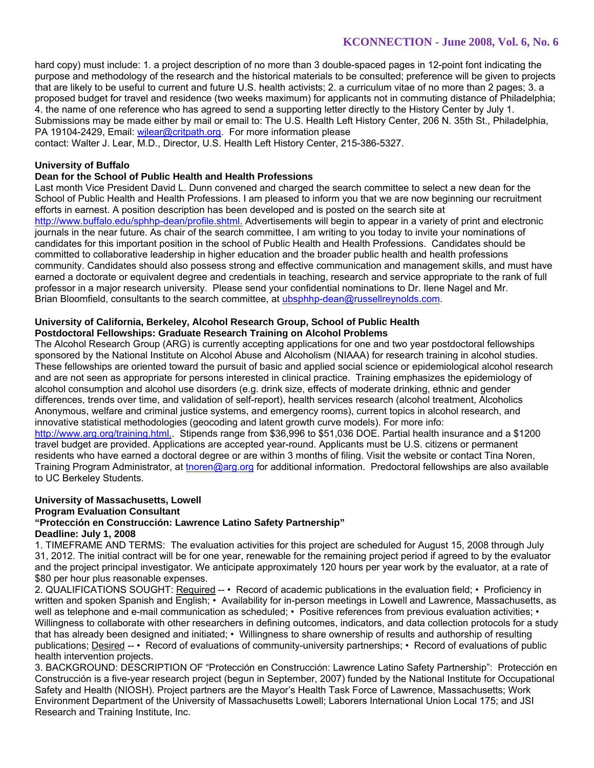hard copy) must include: 1. a project description of no more than 3 double-spaced pages in 12-point font indicating the purpose and methodology of the research and the historical materials to be consulted; preference will be given to projects that are likely to be useful to current and future U.S. health activists; 2. a curriculum vitae of no more than 2 pages; 3. a proposed budget for travel and residence (two weeks maximum) for applicants not in commuting distance of Philadelphia; 4. the name of one reference who has agreed to send a supporting letter directly to the History Center by July 1. Submissions may be made either by mail or email to: The U.S. Health Left History Center, 206 N. 35th St., Philadelphia, PA 19104-2429, Email: wjlear@critpath.org. For more information please contact: Walter J. Lear, M.D., Director, U.S. Health Left History Center, 215-386-5327.

**University of Buffalo**
**Dean for the School of Public Health and Health Professions**

Last month Vice President David L. Dunn convened and charged the search committee to select a new dean for the School of Public Health and Health Professions. I am pleased to inform you that we are now beginning our recruitment efforts in earnest. A position description has been developed and is posted on the search site at http://www.buffalo.edu/sphhp-dean/profile.shtml. Advertisements will begin to appear in a variety of print and electronic journals in the near future. As chair of the search committee, I am writing to you today to invite your nominations of candidates for this important position in the school of Public Health and Health Professions. Candidates should be committed to collaborative leadership in higher education and the broader public health and health professions community. Candidates should also possess strong and effective communication and management skills, and must have earned a doctorate or equivalent degree and credentials in teaching, research and service appropriate to the rank of full professor in a major research university. Please send your confidential nominations to Dr. Ilene Nagel and Mr. Brian Bloomfield, consultants to the search committee, at ubsphhp-dean@russellreynolds.com.

**University of California, Berkeley, Alcohol Research Group, School of Public Health**
**Postdoctoral Fellowships: Graduate Research Training on Alcohol Problems**

The Alcohol Research Group (ARG) is currently accepting applications for one and two year postdoctoral fellowships sponsored by the National Institute on Alcohol Abuse and Alcoholism (NIAAA) for research training in alcohol studies. These fellowships are oriented toward the pursuit of basic and applied social science or epidemiological alcohol research and are not seen as appropriate for persons interested in clinical practice. Training emphasizes the epidemiology of alcohol consumption and alcohol use disorders (e.g. drink size, effects of moderate drinking, ethnic and gender differences, trends over time, and validation of self-report), health services research (alcohol treatment, Alcoholics Anonymous, welfare and criminal justice systems, and emergency rooms), current topics in alcohol research, and innovative statistical methodologies (geocoding and latent growth curve models). For more info: http://www.arg.org/training.html.. Stipends range from $36,996 to $51,036 DOE. Partial health insurance and a $1200 travel budget are provided. Applications are accepted year-round. Applicants must be U.S. citizens or permanent residents who have earned a doctoral degree or are within 3 months of filing. Visit the website or contact Tina Noren, Training Program Administrator, at tnoren@arg.org for additional information. Predoctoral fellowships are also available to UC Berkeley Students.

**University of Massachusetts, Lowell**
**Program Evaluation Consultant**
**"Protección en Construcción: Lawrence Latino Safety Partnership"**
**Deadline: July 1, 2008**

1. TIMEFRAME AND TERMS: The evaluation activities for this project are scheduled for August 15, 2008 through July 31, 2012. The initial contract will be for one year, renewable for the remaining project period if agreed to by the evaluator and the project principal investigator. We anticipate approximately 120 hours per year work by the evaluator, at a rate of $80 per hour plus reasonable expenses.

2. QUALIFICATIONS SOUGHT: Required -- • Record of academic publications in the evaluation field; • Proficiency in written and spoken Spanish and English; • Availability for in-person meetings in Lowell and Lawrence, Massachusetts, as well as telephone and e-mail communication as scheduled; • Positive references from previous evaluation activities; • Willingness to collaborate with other researchers in defining outcomes, indicators, and data collection protocols for a study that has already been designed and initiated; • Willingness to share ownership of results and authorship of resulting publications; Desired -- • Record of evaluations of community-university partnerships; • Record of evaluations of public health intervention projects.

3. BACKGROUND: DESCRIPTION OF "Protección en Construcción: Lawrence Latino Safety Partnership": Protección en Construcción is a five-year research project (begun in September, 2007) funded by the National Institute for Occupational Safety and Health (NIOSH). Project partners are the Mayor's Health Task Force of Lawrence, Massachusetts; Work Environment Department of the University of Massachusetts Lowell; Laborers International Union Local 175; and JSI Research and Training Institute, Inc.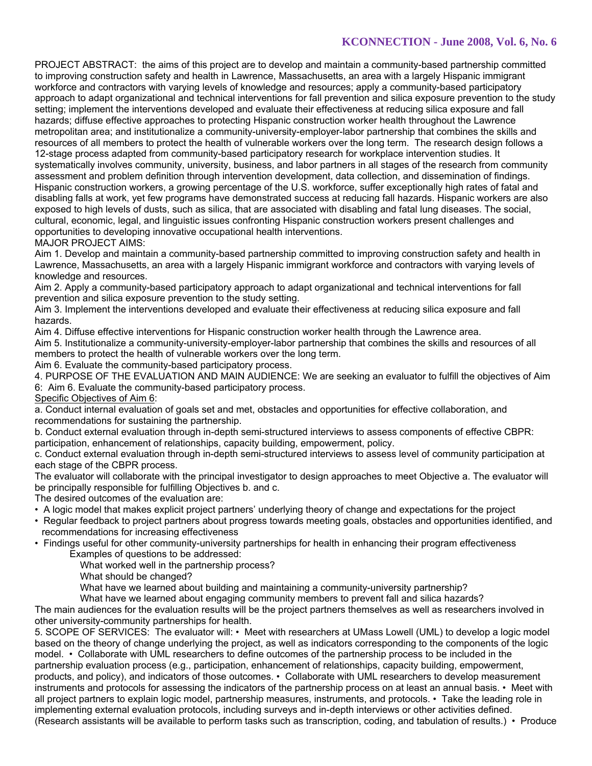PROJECT ABSTRACT: the aims of this project are to develop and maintain a community-based partnership committed to improving construction safety and health in Lawrence, Massachusetts, an area with a largely Hispanic immigrant workforce and contractors with varying levels of knowledge and resources; apply a community-based participatory approach to adapt organizational and technical interventions for fall prevention and silica exposure prevention to the study setting; implement the interventions developed and evaluate their effectiveness at reducing silica exposure and fall hazards; diffuse effective approaches to protecting Hispanic construction worker health throughout the Lawrence metropolitan area; and institutionalize a community-university-employer-labor partnership that combines the skills and resources of all members to protect the health of vulnerable workers over the long term. The research design follows a 12-stage process adapted from community-based participatory research for workplace intervention studies. It systematically involves community, university, business, and labor partners in all stages of the research from community assessment and problem definition through intervention development, data collection, and dissemination of findings. Hispanic construction workers, a growing percentage of the U.S. workforce, suffer exceptionally high rates of fatal and disabling falls at work, yet few programs have demonstrated success at reducing fall hazards. Hispanic workers are also exposed to high levels of dusts, such as silica, that are associated with disabling and fatal lung diseases. The social, cultural, economic, legal, and linguistic issues confronting Hispanic construction workers present challenges and opportunities to developing innovative occupational health interventions.

MAJOR PROJECT AIMS:

Aim 1. Develop and maintain a community-based partnership committed to improving construction safety and health in Lawrence, Massachusetts, an area with a largely Hispanic immigrant workforce and contractors with varying levels of knowledge and resources.

Aim 2. Apply a community-based participatory approach to adapt organizational and technical interventions for fall prevention and silica exposure prevention to the study setting.

Aim 3. Implement the interventions developed and evaluate their effectiveness at reducing silica exposure and fall hazards.

Aim 4. Diffuse effective interventions for Hispanic construction worker health through the Lawrence area.

Aim 5. Institutionalize a community-university-employer-labor partnership that combines the skills and resources of all members to protect the health of vulnerable workers over the long term.

Aim 6. Evaluate the community-based participatory process.

4. PURPOSE OF THE EVALUATION AND MAIN AUDIENCE: We are seeking an evaluator to fulfill the objectives of Aim 6: Aim 6. Evaluate the community-based participatory process.

Specific Objectives of Aim 6:

a. Conduct internal evaluation of goals set and met, obstacles and opportunities for effective collaboration, and recommendations for sustaining the partnership.

b. Conduct external evaluation through in-depth semi-structured interviews to assess components of effective CBPR: participation, enhancement of relationships, capacity building, empowerment, policy.

c. Conduct external evaluation through in-depth semi-structured interviews to assess level of community participation at each stage of the CBPR process.

The evaluator will collaborate with the principal investigator to design approaches to meet Objective a. The evaluator will be principally responsible for fulfilling Objectives b. and c.

The desired outcomes of the evaluation are:

- A logic model that makes explicit project partners' underlying theory of change and expectations for the project
- Regular feedback to project partners about progress towards meeting goals, obstacles and opportunities identified, and recommendations for increasing effectiveness
- Findings useful for other community-university partnerships for health in enhancing their program effectiveness

  Examples of questions to be addressed:

  What worked well in the partnership process?

  What should be changed?

  What have we learned about building and maintaining a community-university partnership?

  What have we learned about engaging community members to prevent fall and silica hazards?

The main audiences for the evaluation results will be the project partners themselves as well as researchers involved in other university-community partnerships for health.

5. SCOPE OF SERVICES: The evaluator will: • Meet with researchers at UMass Lowell (UML) to develop a logic model based on the theory of change underlying the project, as well as indicators corresponding to the components of the logic model. • Collaborate with UML researchers to define outcomes of the partnership process to be included in the partnership evaluation process (e.g., participation, enhancement of relationships, capacity building, empowerment, products, and policy), and indicators of those outcomes. • Collaborate with UML researchers to develop measurement instruments and protocols for assessing the indicators of the partnership process on at least an annual basis. • Meet with all project partners to explain logic model, partnership measures, instruments, and protocols. • Take the leading role in implementing external evaluation protocols, including surveys and in-depth interviews or other activities defined. (Research assistants will be available to perform tasks such as transcription, coding, and tabulation of results.) • Produce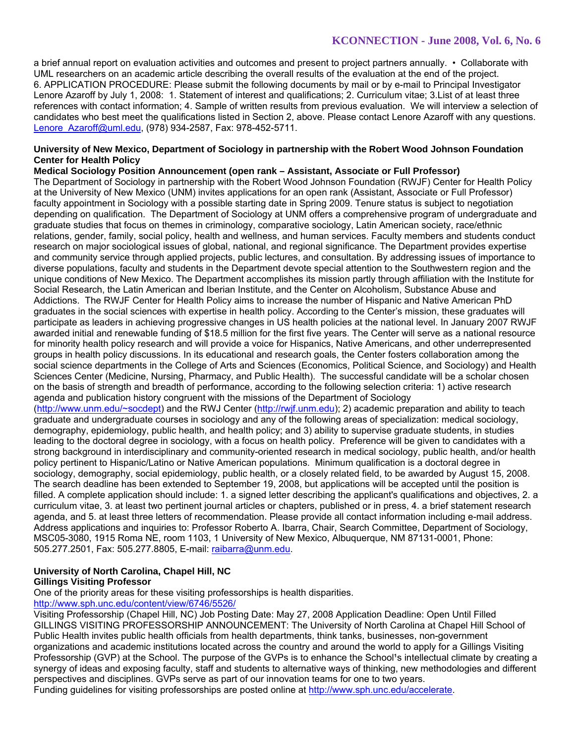a brief annual report on evaluation activities and outcomes and present to project partners annually. • Collaborate with UML researchers on an academic article describing the overall results of the evaluation at the end of the project.
6. APPLICATION PROCEDURE: Please submit the following documents by mail or by e-mail to Principal Investigator Lenore Azaroff by July 1, 2008: 1. Statement of interest and qualifications; 2. Curriculum vitae; 3.List of at least three references with contact information; 4. Sample of written results from previous evaluation. We will interview a selection of candidates who best meet the qualifications listed in Section 2, above. Please contact Lenore Azaroff with any questions. Lenore_Azaroff@uml.edu, (978) 934-2587, Fax: 978-452-5711.

**University of New Mexico, Department of Sociology in partnership with the Robert Wood Johnson Foundation Center for Health Policy**
**Medical Sociology Position Announcement (open rank – Assistant, Associate or Full Professor)**
The Department of Sociology in partnership with the Robert Wood Johnson Foundation (RWJF) Center for Health Policy at the University of New Mexico (UNM) invites applications for an open rank (Assistant, Associate or Full Professor) faculty appointment in Sociology with a possible starting date in Spring 2009. Tenure status is subject to negotiation depending on qualification. The Department of Sociology at UNM offers a comprehensive program of undergraduate and graduate studies that focus on themes in criminology, comparative sociology, Latin American society, race/ethnic relations, gender, family, social policy, health and wellness, and human services. Faculty members and students conduct research on major sociological issues of global, national, and regional significance. The Department provides expertise and community service through applied projects, public lectures, and consultation. By addressing issues of importance to diverse populations, faculty and students in the Department devote special attention to the Southwestern region and the unique conditions of New Mexico. The Department accomplishes its mission partly through affiliation with the Institute for Social Research, the Latin American and Iberian Institute, and the Center on Alcoholism, Substance Abuse and Addictions. The RWJF Center for Health Policy aims to increase the number of Hispanic and Native American PhD graduates in the social sciences with expertise in health policy. According to the Center's mission, these graduates will participate as leaders in achieving progressive changes in US health policies at the national level. In January 2007 RWJF awarded initial and renewable funding of $18.5 million for the first five years. The Center will serve as a national resource for minority health policy research and will provide a voice for Hispanics, Native Americans, and other underrepresented groups in health policy discussions. In its educational and research goals, the Center fosters collaboration among the social science departments in the College of Arts and Sciences (Economics, Political Science, and Sociology) and Health Sciences Center (Medicine, Nursing, Pharmacy, and Public Health). The successful candidate will be a scholar chosen on the basis of strength and breadth of performance, according to the following selection criteria: 1) active research agenda and publication history congruent with the missions of the Department of Sociology (http://www.unm.edu/~socdept) and the RWJ Center (http://rwjf.unm.edu); 2) academic preparation and ability to teach graduate and undergraduate courses in sociology and any of the following areas of specialization: medical sociology, demography, epidemiology, public health, and health policy; and 3) ability to supervise graduate students, in studies leading to the doctoral degree in sociology, with a focus on health policy. Preference will be given to candidates with a strong background in interdisciplinary and community-oriented research in medical sociology, public health, and/or health policy pertinent to Hispanic/Latino or Native American populations. Minimum qualification is a doctoral degree in sociology, demography, social epidemiology, public health, or a closely related field, to be awarded by August 15, 2008. The search deadline has been extended to September 19, 2008, but applications will be accepted until the position is filled. A complete application should include: 1. a signed letter describing the applicant's qualifications and objectives, 2. a curriculum vitae, 3. at least two pertinent journal articles or chapters, published or in press, 4. a brief statement research agenda, and 5. at least three letters of recommendation. Please provide all contact information including e-mail address. Address applications and inquiries to: Professor Roberto A. Ibarra, Chair, Search Committee, Department of Sociology, MSC05-3080, 1915 Roma NE, room 1103, 1 University of New Mexico, Albuquerque, NM 87131-0001, Phone: 505.277.2501, Fax: 505.277.8805, E-mail: raibarra@unm.edu.

**University of North Carolina, Chapel Hill, NC**
**Gillings Visiting Professor**
One of the priority areas for these visiting professorships is health disparities.
http://www.sph.unc.edu/content/view/6746/5526/
Visiting Professorship (Chapel Hill, NC) Job Posting Date: May 27, 2008 Application Deadline: Open Until Filled
GILLINGS VISITING PROFESSORSHIP ANNOUNCEMENT: The University of North Carolina at Chapel Hill School of Public Health invites public health officials from health departments, think tanks, businesses, non-government organizations and academic institutions located across the country and around the world to apply for a Gillings Visiting Professorship (GVP) at the School. The purpose of the GVPs is to enhance the School¹s intellectual climate by creating a synergy of ideas and exposing faculty, staff and students to alternative ways of thinking, new methodologies and different perspectives and disciplines. GVPs serve as part of our innovation teams for one to two years.
Funding guidelines for visiting professorships are posted online at http://www.sph.unc.edu/accelerate.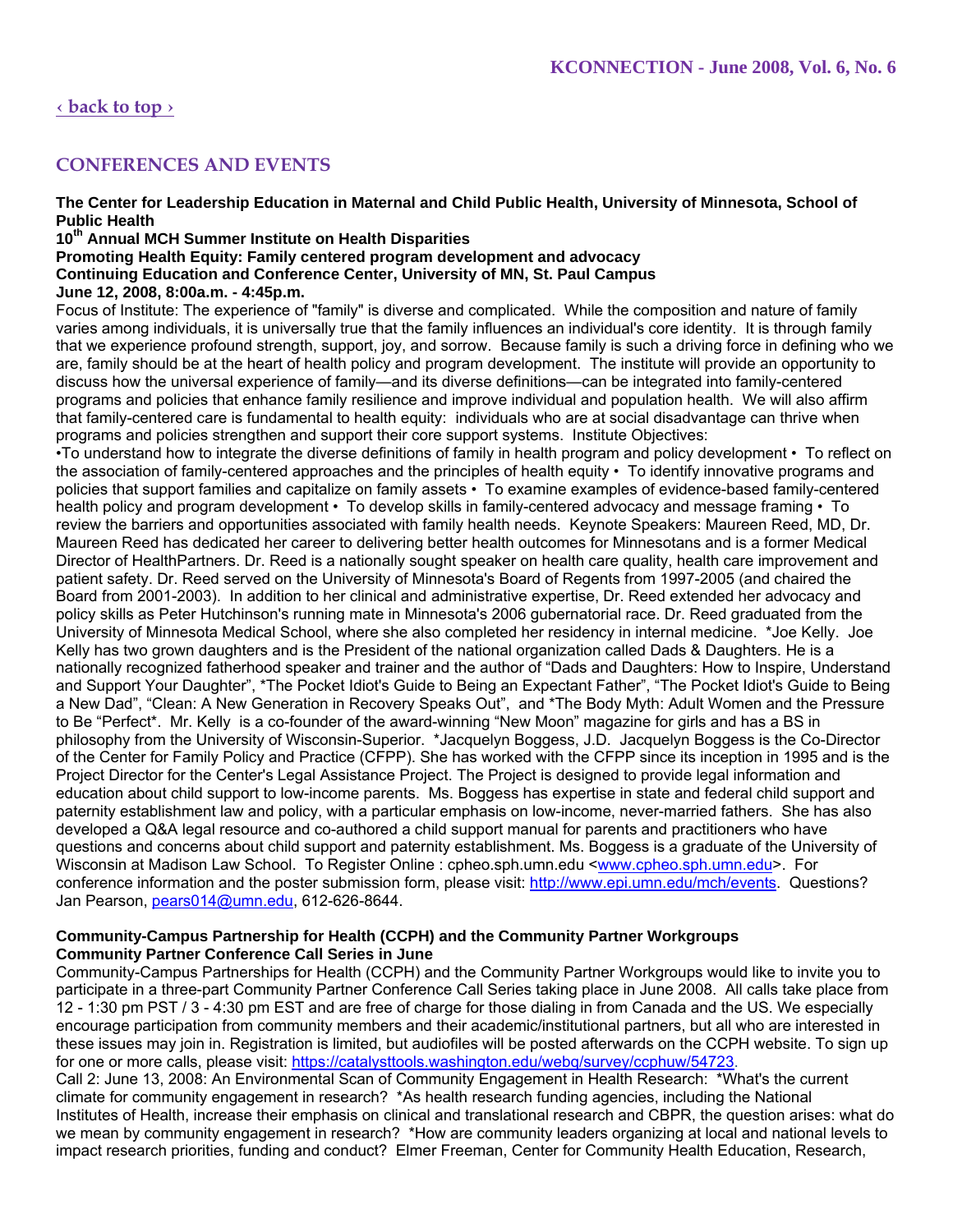[‹ back to top ›](#)

## CONFERENCES AND EVENTS

**The Center for Leadership Education in Maternal and Child Public Health, University of Minnesota, School of Public Health**
**10th Annual MCH Summer Institute on Health Disparities**
**Promoting Health Equity: Family centered program development and advocacy**
**Continuing Education and Conference Center, University of MN, St. Paul Campus**
**June 12, 2008, 8:00a.m. - 4:45p.m.**

Focus of Institute: The experience of "family" is diverse and complicated. While the composition and nature of family varies among individuals, it is universally true that the family influences an individual's core identity. It is through family that we experience profound strength, support, joy, and sorrow. Because family is such a driving force in defining who we are, family should be at the heart of health policy and program development. The institute will provide an opportunity to discuss how the universal experience of family—and its diverse definitions—can be integrated into family-centered programs and policies that enhance family resilience and improve individual and population health. We will also affirm that family-centered care is fundamental to health equity: individuals who are at social disadvantage can thrive when programs and policies strengthen and support their core support systems. Institute Objectives:
•To understand how to integrate the diverse definitions of family in health program and policy development • To reflect on the association of family-centered approaches and the principles of health equity • To identify innovative programs and policies that support families and capitalize on family assets • To examine examples of evidence-based family-centered health policy and program development • To develop skills in family-centered advocacy and message framing • To review the barriers and opportunities associated with family health needs. Keynote Speakers: Maureen Reed, MD, Dr. Maureen Reed has dedicated her career to delivering better health outcomes for Minnesotans and is a former Medical Director of HealthPartners. Dr. Reed is a nationally sought speaker on health care quality, health care improvement and patient safety. Dr. Reed served on the University of Minnesota's Board of Regents from 1997-2005 (and chaired the Board from 2001-2003). In addition to her clinical and administrative expertise, Dr. Reed extended her advocacy and policy skills as Peter Hutchinson's running mate in Minnesota's 2006 gubernatorial race. Dr. Reed graduated from the University of Minnesota Medical School, where she also completed her residency in internal medicine. *Joe Kelly. Joe Kelly has two grown daughters and is the President of the national organization called Dads & Daughters. He is a nationally recognized fatherhood speaker and trainer and the author of "Dads and Daughters: How to Inspire, Understand and Support Your Daughter", *The Pocket Idiot's Guide to Being an Expectant Father", "The Pocket Idiot's Guide to Being a New Dad", "Clean: A New Generation in Recovery Speaks Out", and *The Body Myth: Adult Women and the Pressure to Be "Perfect*. Mr. Kelly is a co-founder of the award-winning "New Moon" magazine for girls and has a BS in philosophy from the University of Wisconsin-Superior. *Jacquelyn Boggess, J.D. Jacquelyn Boggess is the Co-Director of the Center for Family Policy and Practice (CFPP). She has worked with the CFPP since its inception in 1995 and is the Project Director for the Center's Legal Assistance Project. The Project is designed to provide legal information and education about child support to low-income parents. Ms. Boggess has expertise in state and federal child support and paternity establishment law and policy, with a particular emphasis on low-income, never-married fathers. She has also developed a Q&A legal resource and co-authored a child support manual for parents and practitioners who have questions and concerns about child support and paternity establishment. Ms. Boggess is a graduate of the University of Wisconsin at Madison Law School. To Register Online : cpheo.sph.umn.edu <www.cpheo.sph.umn.edu>. For conference information and the poster submission form, please visit: http://www.epi.umn.edu/mch/events. Questions? Jan Pearson, pears014@umn.edu, 612-626-8644.

**Community-Campus Partnership for Health (CCPH) and the Community Partner Workgroups**
**Community Partner Conference Call Series in June**

Community-Campus Partnerships for Health (CCPH) and the Community Partner Workgroups would like to invite you to participate in a three-part Community Partner Conference Call Series taking place in June 2008. All calls take place from 12 - 1:30 pm PST / 3 - 4:30 pm EST and are free of charge for those dialing in from Canada and the US. We especially encourage participation from community members and their academic/institutional partners, but all who are interested in these issues may join in. Registration is limited, but audiofiles will be posted afterwards on the CCPH website. To sign up for one or more calls, please visit: https://catalysttools.washington.edu/webq/survey/ccphuw/54723.
Call 2: June 13, 2008: An Environmental Scan of Community Engagement in Health Research: *What's the current climate for community engagement in research? *As health research funding agencies, including the National Institutes of Health, increase their emphasis on clinical and translational research and CBPR, the question arises: what do we mean by community engagement in research? *How are community leaders organizing at local and national levels to impact research priorities, funding and conduct? Elmer Freeman, Center for Community Health Education, Research,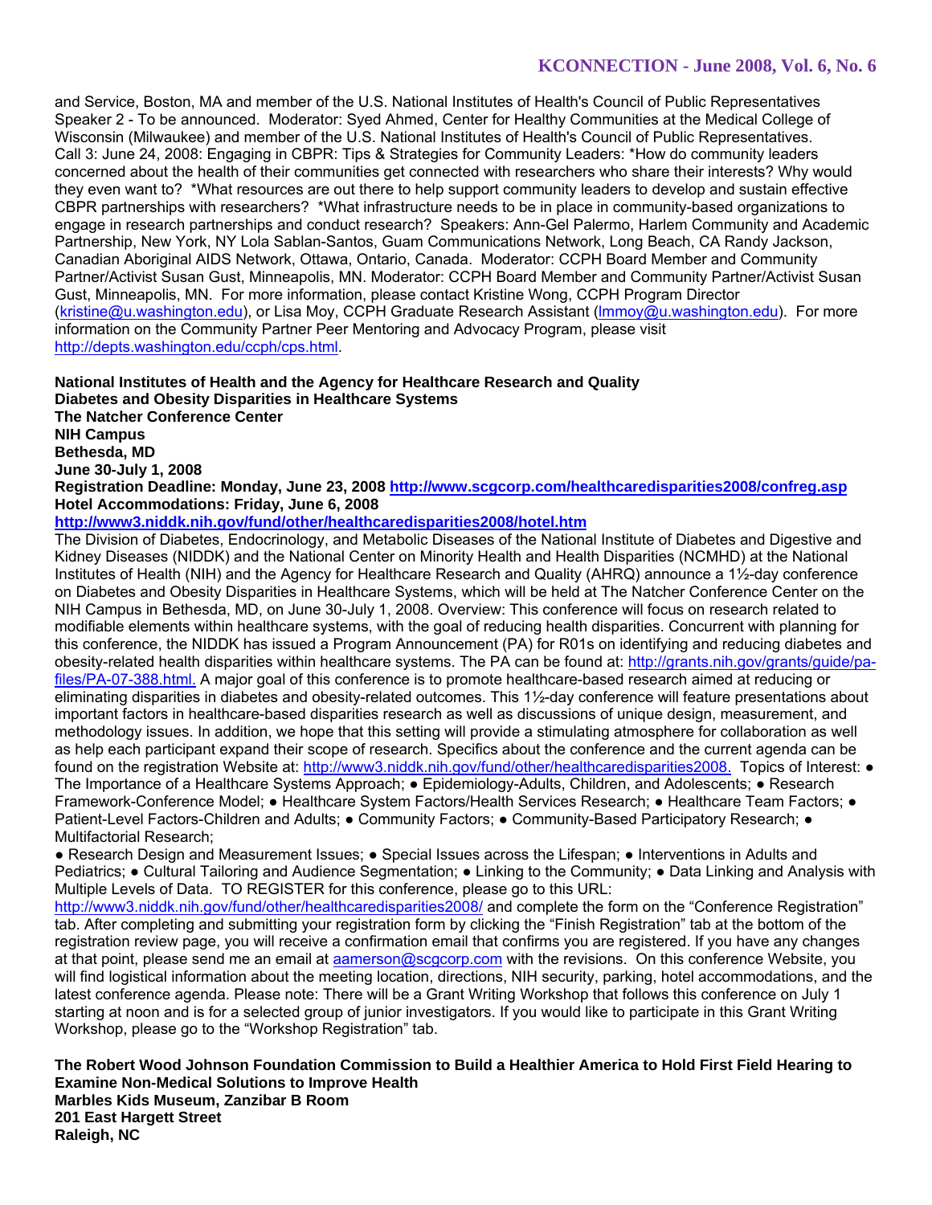and Service, Boston, MA and member of the U.S. National Institutes of Health's Council of Public Representatives Speaker 2 - To be announced. Moderator: Syed Ahmed, Center for Healthy Communities at the Medical College of Wisconsin (Milwaukee) and member of the U.S. National Institutes of Health's Council of Public Representatives. Call 3: June 24, 2008: Engaging in CBPR: Tips & Strategies for Community Leaders: *How do community leaders concerned about the health of their communities get connected with researchers who share their interests? Why would they even want to? *What resources are out there to help support community leaders to develop and sustain effective CBPR partnerships with researchers? *What infrastructure needs to be in place in community-based organizations to engage in research partnerships and conduct research? Speakers: Ann-Gel Palermo, Harlem Community and Academic Partnership, New York, NY Lola Sablan-Santos, Guam Communications Network, Long Beach, CA Randy Jackson, Canadian Aboriginal AIDS Network, Ottawa, Ontario, Canada. Moderator: CCPH Board Member and Community Partner/Activist Susan Gust, Minneapolis, MN. Moderator: CCPH Board Member and Community Partner/Activist Susan Gust, Minneapolis, MN. For more information, please contact Kristine Wong, CCPH Program Director (kristine@u.washington.edu), or Lisa Moy, CCPH Graduate Research Assistant (lmmoy@u.washington.edu). For more information on the Community Partner Peer Mentoring and Advocacy Program, please visit http://depts.washington.edu/ccph/cps.html.

**National Institutes of Health and the Agency for Healthcare Research and Quality**
**Diabetes and Obesity Disparities in Healthcare Systems**
**The Natcher Conference Center**
**NIH Campus**
**Bethesda, MD**
**June 30-July 1, 2008**
**Registration Deadline: Monday, June 23, 2008 http://www.scgcorp.com/healthcaredisparities2008/confreg.asp**
**Hotel Accommodations: Friday, June 6, 2008**
**http://www3.niddk.nih.gov/fund/other/healthcaredisparities2008/hotel.htm**

The Division of Diabetes, Endocrinology, and Metabolic Diseases of the National Institute of Diabetes and Digestive and Kidney Diseases (NIDDK) and the National Center on Minority Health and Health Disparities (NCMHD) at the National Institutes of Health (NIH) and the Agency for Healthcare Research and Quality (AHRQ) announce a 1½-day conference on Diabetes and Obesity Disparities in Healthcare Systems, which will be held at The Natcher Conference Center on the NIH Campus in Bethesda, MD, on June 30-July 1, 2008. Overview: This conference will focus on research related to modifiable elements within healthcare systems, with the goal of reducing health disparities. Concurrent with planning for this conference, the NIDDK has issued a Program Announcement (PA) for R01s on identifying and reducing diabetes and obesity-related health disparities within healthcare systems. The PA can be found at: http://grants.nih.gov/grants/guide/pa-files/PA-07-388.html. A major goal of this conference is to promote healthcare-based research aimed at reducing or eliminating disparities in diabetes and obesity-related outcomes. This 1½-day conference will feature presentations about important factors in healthcare-based disparities research as well as discussions of unique design, measurement, and methodology issues. In addition, we hope that this setting will provide a stimulating atmosphere for collaboration as well as help each participant expand their scope of research. Specifics about the conference and the current agenda can be found on the registration Website at: http://www3.niddk.nih.gov/fund/other/healthcaredisparities2008. Topics of Interest: ● The Importance of a Healthcare Systems Approach; ● Epidemiology-Adults, Children, and Adolescents; ● Research Framework-Conference Model; ● Healthcare System Factors/Health Services Research; ● Healthcare Team Factors; ● Patient-Level Factors-Children and Adults; ● Community Factors; ● Community-Based Participatory Research; ● Multifactorial Research;

● Research Design and Measurement Issues; ● Special Issues across the Lifespan; ● Interventions in Adults and Pediatrics; ● Cultural Tailoring and Audience Segmentation; ● Linking to the Community; ● Data Linking and Analysis with Multiple Levels of Data. TO REGISTER for this conference, please go to this URL: http://www3.niddk.nih.gov/fund/other/healthcaredisparities2008/ and complete the form on the "Conference Registration" tab. After completing and submitting your registration form by clicking the "Finish Registration" tab at the bottom of the registration review page, you will receive a confirmation email that confirms you are registered. If you have any changes at that point, please send me an email at aamerson@scgcorp.com with the revisions. On this conference Website, you will find logistical information about the meeting location, directions, NIH security, parking, hotel accommodations, and the latest conference agenda. Please note: There will be a Grant Writing Workshop that follows this conference on July 1 starting at noon and is for a selected group of junior investigators. If you would like to participate in this Grant Writing Workshop, please go to the "Workshop Registration" tab.

**The Robert Wood Johnson Foundation Commission to Build a Healthier America to Hold First Field Hearing to Examine Non-Medical Solutions to Improve Health**
**Marbles Kids Museum, Zanzibar B Room**
**201 East Hargett Street**
**Raleigh, NC**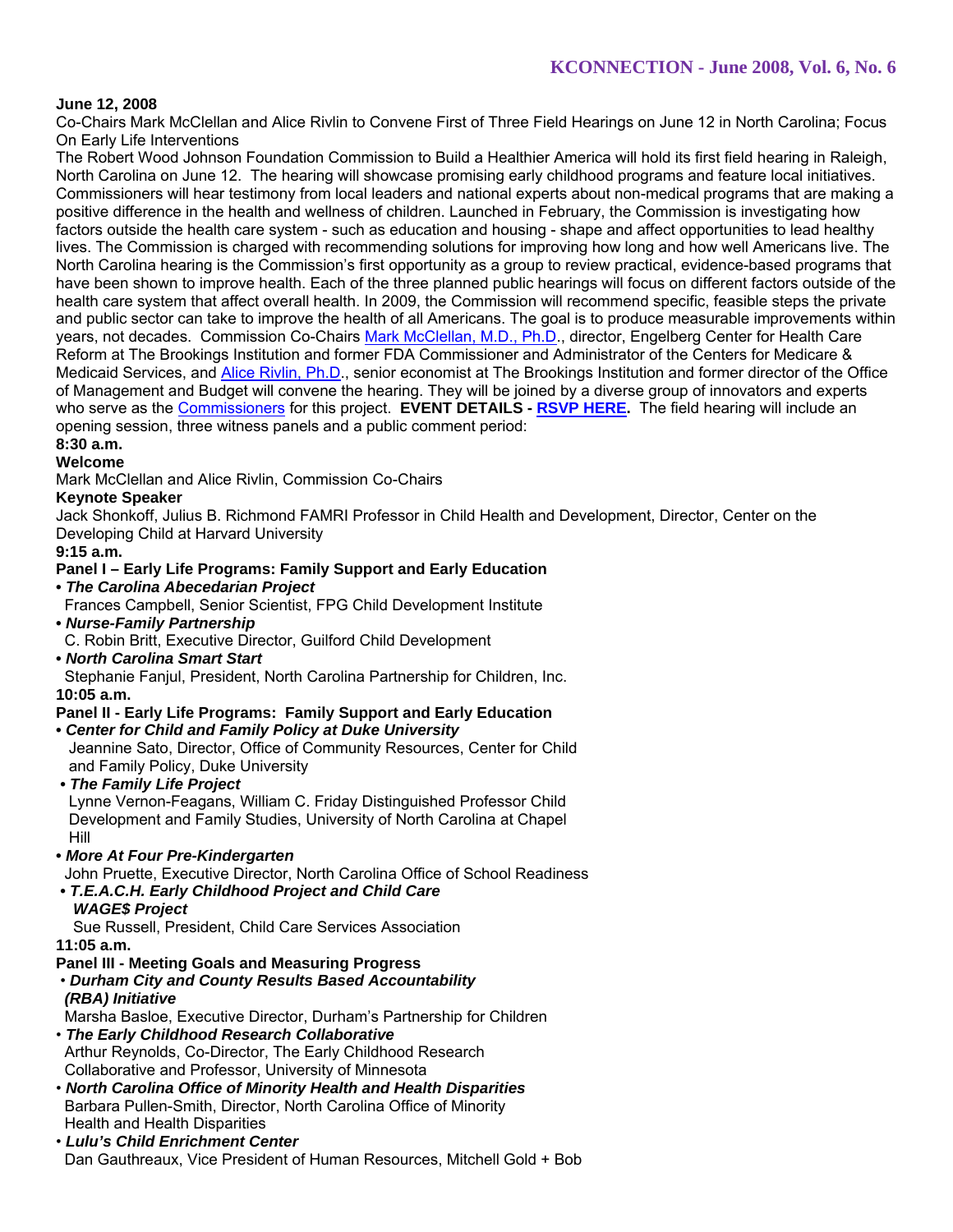**June 12, 2008**

Co-Chairs Mark McClellan and Alice Rivlin to Convene First of Three Field Hearings on June 12 in North Carolina; Focus On Early Life Interventions

The Robert Wood Johnson Foundation Commission to Build a Healthier America will hold its first field hearing in Raleigh, North Carolina on June 12. The hearing will showcase promising early childhood programs and feature local initiatives. Commissioners will hear testimony from local leaders and national experts about non-medical programs that are making a positive difference in the health and wellness of children. Launched in February, the Commission is investigating how factors outside the health care system - such as education and housing - shape and affect opportunities to lead healthy lives. The Commission is charged with recommending solutions for improving how long and how well Americans live. The North Carolina hearing is the Commission's first opportunity as a group to review practical, evidence-based programs that have been shown to improve health. Each of the three planned public hearings will focus on different factors outside of the health care system that affect overall health. In 2009, the Commission will recommend specific, feasible steps the private and public sector can take to improve the health of all Americans. The goal is to produce measurable improvements within years, not decades. Commission Co-Chairs Mark McClellan, M.D., Ph.D., director, Engelberg Center for Health Care Reform at The Brookings Institution and former FDA Commissioner and Administrator of the Centers for Medicare & Medicaid Services, and Alice Rivlin, Ph.D., senior economist at The Brookings Institution and former director of the Office of Management and Budget will convene the hearing. They will be joined by a diverse group of innovators and experts who serve as the Commissioners for this project. **EVENT DETAILS - RSVP HERE.** The field hearing will include an opening session, three witness panels and a public comment period:

**8:30 a.m.**

**Welcome**

Mark McClellan and Alice Rivlin, Commission Co-Chairs

**Keynote Speaker**

Jack Shonkoff, Julius B. Richmond FAMRI Professor in Child Health and Development, Director, Center on the Developing Child at Harvard University

**9:15 a.m.**

**Panel I – Early Life Programs: Family Support and Early Education**

- ***The Carolina Abecedarian Project***
  Frances Campbell, Senior Scientist, FPG Child Development Institute
- ***Nurse-Family Partnership***
  C. Robin Britt, Executive Director, Guilford Child Development
- ***North Carolina Smart Start***
  Stephanie Fanjul, President, North Carolina Partnership for Children, Inc.

**10:05 a.m.**

**Panel II - Early Life Programs: Family Support and Early Education**

- ***Center for Child and Family Policy at Duke University***
  Jeannine Sato, Director, Office of Community Resources, Center for Child and Family Policy, Duke University
- ***The Family Life Project***
  Lynne Vernon-Feagans, William C. Friday Distinguished Professor Child Development and Family Studies, University of North Carolina at Chapel Hill
- ***More At Four Pre-Kindergarten***
  John Pruette, Executive Director, North Carolina Office of School Readiness
- ***T.E.A.C.H. Early Childhood Project and Child Care WAGE$ Project***
  Sue Russell, President, Child Care Services Association

**11:05 a.m.**

**Panel III - Meeting Goals and Measuring Progress**

- ***Durham City and County Results Based Accountability (RBA) Initiative***
  Marsha Basloe, Executive Director, Durham's Partnership for Children
- ***The Early Childhood Research Collaborative***
  Arthur Reynolds, Co-Director, The Early Childhood Research Collaborative and Professor, University of Minnesota
- ***North Carolina Office of Minority Health and Health Disparities***
  Barbara Pullen-Smith, Director, North Carolina Office of Minority Health and Health Disparities
- ***Lulu's Child Enrichment Center***
  Dan Gauthreaux, Vice President of Human Resources, Mitchell Gold + Bob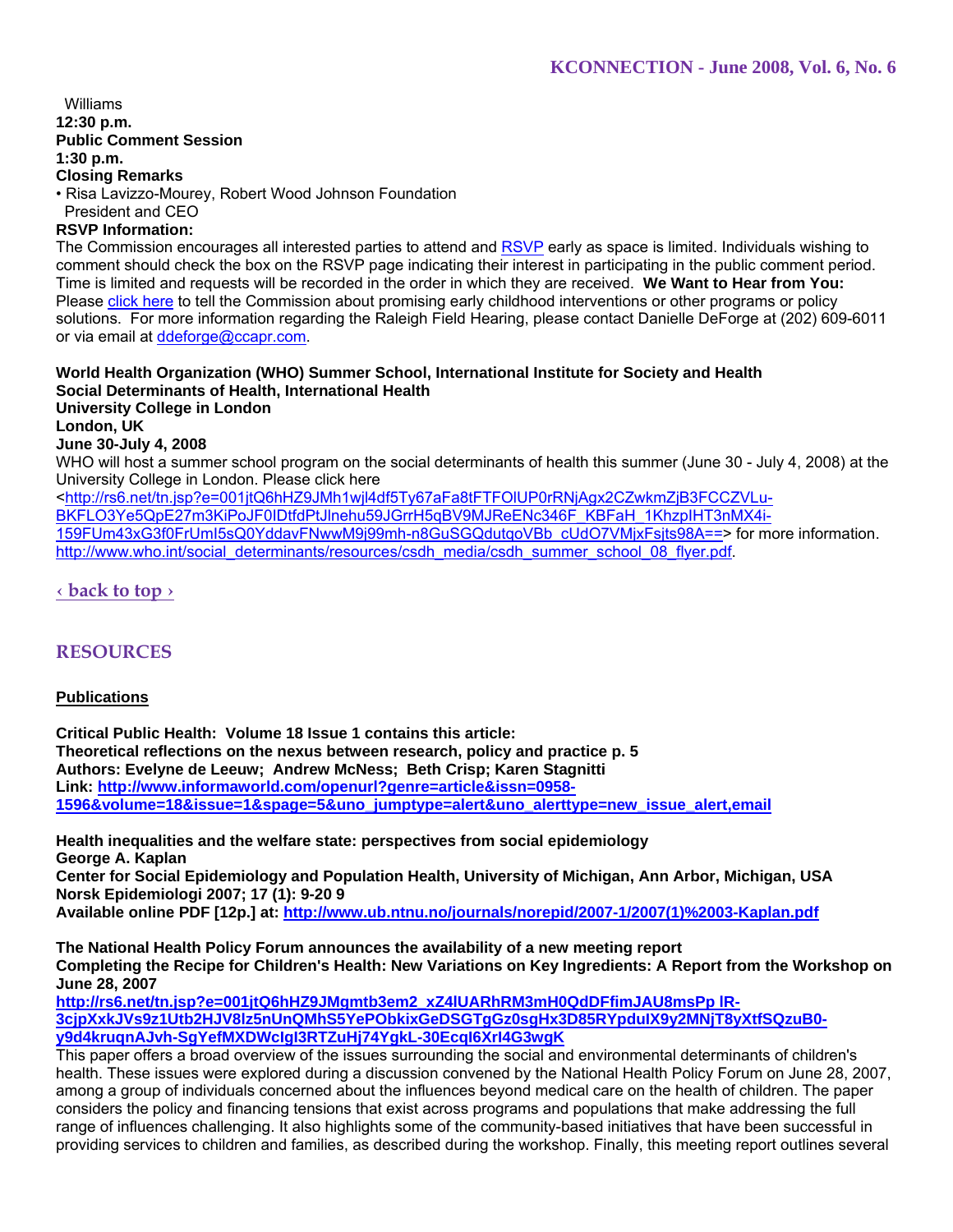Williams

**12:30 p.m.**

**Public Comment Session**

**1:30 p.m.**

**Closing Remarks**

• Risa Lavizzo-Mourey, Robert Wood Johnson Foundation President and CEO

**RSVP Information:**

The Commission encourages all interested parties to attend and RSVP early as space is limited. Individuals wishing to comment should check the box on the RSVP page indicating their interest in participating in the public comment period. Time is limited and requests will be recorded in the order in which they are received. **We Want to Hear from You:** Please click here to tell the Commission about promising early childhood interventions or other programs or policy solutions. For more information regarding the Raleigh Field Hearing, please contact Danielle DeForge at (202) 609-6011 or via email at ddeforge@ccapr.com.

**World Health Organization (WHO) Summer School, International Institute for Society and Health**
**Social Determinants of Health, International Health**
**University College in London**
**London, UK**
**June 30-July 4, 2008**

WHO will host a summer school program on the social determinants of health this summer (June 30 - July 4, 2008) at the University College in London. Please click here <http://rs6.net/tn.jsp?e=001jtQ6hHZ9JMh1wjl4df5Ty67aFa8tFTFOlUP0rRNjAgx2CZwkmZjB3FCCZVLu-BKFLO3Ye5QpE27m3KiPoJF0lDtfdPtJlnehu59JGrrH5qBV9MJReENc346F_KBFaH_1KhzpIHT3nMX4i-159FUm43xG3f0FrUmI5sQ0YddavFNwwM9j99mh-n8GuSGQdutqoVBb_cUdO7VMjxFsjts98A==> for more information. http://www.who.int/social_determinants/resources/csdh_media/csdh_summer_school_08_flyer.pdf.

‹ back to top ›

## RESOURCES

### Publications

**Critical Public Health: Volume 18 Issue 1 contains this article:**
**Theoretical reflections on the nexus between research, policy and practice p. 5**
**Authors: Evelyne de Leeuw; Andrew McNess; Beth Crisp; Karen Stagnitti**
**Link: http://www.informaworld.com/openurl?genre=article&issn=0958-1596&volume=18&issue=1&spage=5&uno_jumptype=alert&uno_alerttype=new_issue_alert,email**

**Health inequalities and the welfare state: perspectives from social epidemiology**
**George A. Kaplan**
**Center for Social Epidemiology and Population Health, University of Michigan, Ann Arbor, Michigan, USA**
**Norsk Epidemiologi 2007; 17 (1): 9-20 9**
**Available online PDF [12p.] at: http://www.ub.ntnu.no/journals/norepid/2007-1/2007(1)%2003-Kaplan.pdf**

**The National Health Policy Forum announces the availability of a new meeting report**
**Completing the Recipe for Children's Health: New Variations on Key Ingredients: A Report from the Workshop on June 28, 2007**
**http://rs6.net/tn.jsp?e=001jtQ6hHZ9JMgmtb3em2_xZ4lUARhRM3mH0QdDFfimJAU8msPp lR-3cjpXxkJVs9z1Utb2HJV8lz5nUnQMhS5YePObkixGeDSGTgGz0sgHx3D85RYpdulX9y2MNjT8yXtfSQzuB0-y9d4kruqnAJvh-SgYefMXDWcIgI3RTZuHj74YgkL-30EcqI6XrI4G3wgK**

This paper offers a broad overview of the issues surrounding the social and environmental determinants of children's health. These issues were explored during a discussion convened by the National Health Policy Forum on June 28, 2007, among a group of individuals concerned about the influences beyond medical care on the health of children. The paper considers the policy and financing tensions that exist across programs and populations that make addressing the full range of influences challenging. It also highlights some of the community-based initiatives that have been successful in providing services to children and families, as described during the workshop. Finally, this meeting report outlines several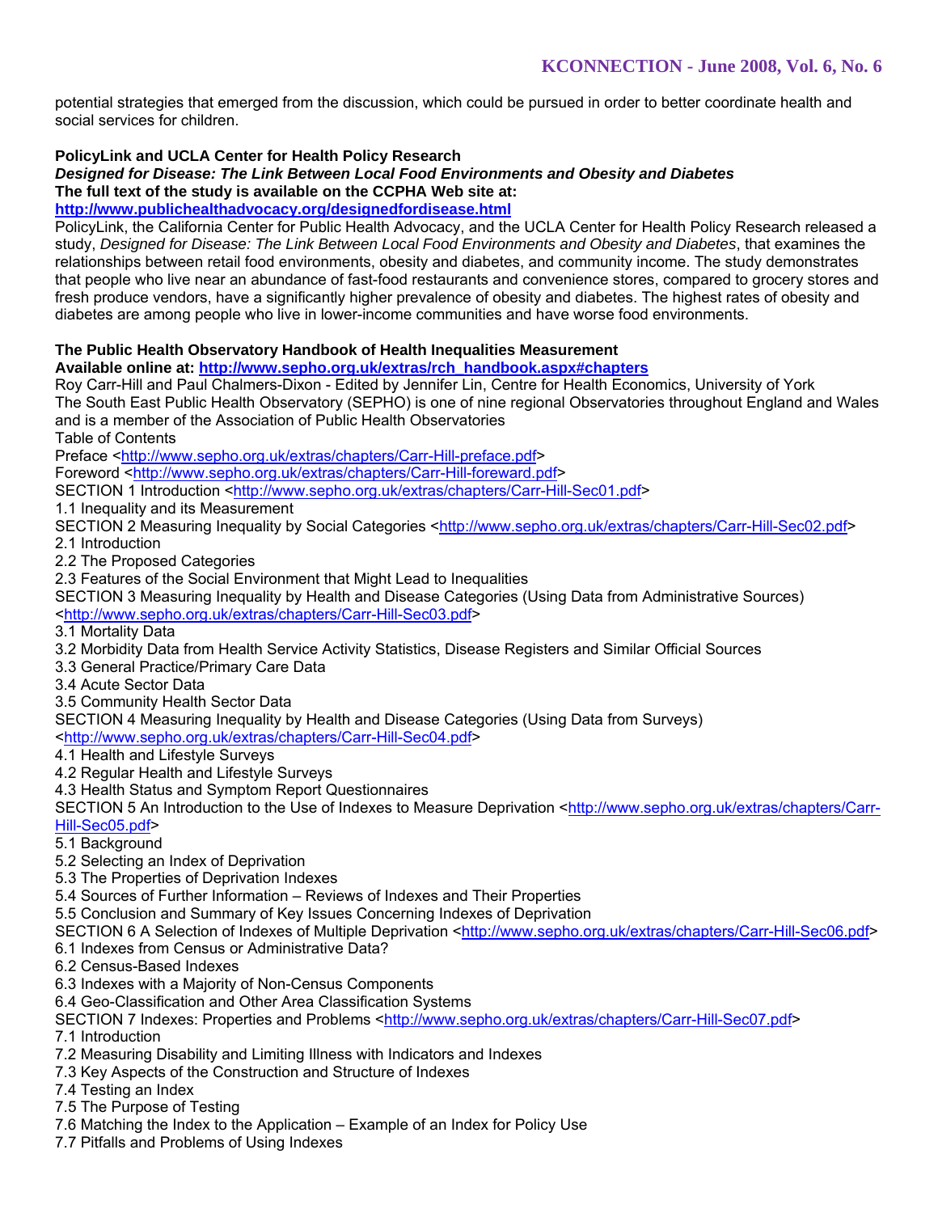potential strategies that emerged from the discussion, which could be pursued in order to better coordinate health and social services for children.

**PolicyLink and UCLA Center for Health Policy Research**
***Designed for Disease: The Link Between Local Food Environments and Obesity and Diabetes***
**The full text of the study is available on the CCPHA Web site at:**
**http://www.publichealthadvocacy.org/designedfordisease.html**
PolicyLink, the California Center for Public Health Advocacy, and the UCLA Center for Health Policy Research released a study, *Designed for Disease: The Link Between Local Food Environments and Obesity and Diabetes*, that examines the relationships between retail food environments, obesity and diabetes, and community income. The study demonstrates that people who live near an abundance of fast-food restaurants and convenience stores, compared to grocery stores and fresh produce vendors, have a significantly higher prevalence of obesity and diabetes. The highest rates of obesity and diabetes are among people who live in lower-income communities and have worse food environments.

**The Public Health Observatory Handbook of Health Inequalities Measurement**
**Available online at: http://www.sepho.org.uk/extras/rch_handbook.aspx#chapters**
Roy Carr-Hill and Paul Chalmers-Dixon - Edited by Jennifer Lin, Centre for Health Economics, University of York
The South East Public Health Observatory (SEPHO) is one of nine regional Observatories throughout England and Wales and is a member of the Association of Public Health Observatories
Table of Contents
Preface <http://www.sepho.org.uk/extras/chapters/Carr-Hill-preface.pdf>
Foreword <http://www.sepho.org.uk/extras/chapters/Carr-Hill-foreward.pdf>
SECTION 1 Introduction <http://www.sepho.org.uk/extras/chapters/Carr-Hill-Sec01.pdf>
1.1 Inequality and its Measurement
SECTION 2 Measuring Inequality by Social Categories <http://www.sepho.org.uk/extras/chapters/Carr-Hill-Sec02.pdf>
2.1 Introduction
2.2 The Proposed Categories
2.3 Features of the Social Environment that Might Lead to Inequalities
SECTION 3 Measuring Inequality by Health and Disease Categories (Using Data from Administrative Sources) <http://www.sepho.org.uk/extras/chapters/Carr-Hill-Sec03.pdf>
3.1 Mortality Data
3.2 Morbidity Data from Health Service Activity Statistics, Disease Registers and Similar Official Sources
3.3 General Practice/Primary Care Data
3.4 Acute Sector Data
3.5 Community Health Sector Data
SECTION 4 Measuring Inequality by Health and Disease Categories (Using Data from Surveys) <http://www.sepho.org.uk/extras/chapters/Carr-Hill-Sec04.pdf>
4.1 Health and Lifestyle Surveys
4.2 Regular Health and Lifestyle Surveys
4.3 Health Status and Symptom Report Questionnaires
SECTION 5 An Introduction to the Use of Indexes to Measure Deprivation <http://www.sepho.org.uk/extras/chapters/Carr-Hill-Sec05.pdf>
5.1 Background
5.2 Selecting an Index of Deprivation
5.3 The Properties of Deprivation Indexes
5.4 Sources of Further Information – Reviews of Indexes and Their Properties
5.5 Conclusion and Summary of Key Issues Concerning Indexes of Deprivation
SECTION 6 A Selection of Indexes of Multiple Deprivation <http://www.sepho.org.uk/extras/chapters/Carr-Hill-Sec06.pdf>
6.1 Indexes from Census or Administrative Data?
6.2 Census-Based Indexes
6.3 Indexes with a Majority of Non-Census Components
6.4 Geo-Classification and Other Area Classification Systems
SECTION 7 Indexes: Properties and Problems <http://www.sepho.org.uk/extras/chapters/Carr-Hill-Sec07.pdf>
7.1 Introduction
7.2 Measuring Disability and Limiting Illness with Indicators and Indexes
7.3 Key Aspects of the Construction and Structure of Indexes
7.4 Testing an Index
7.5 The Purpose of Testing
7.6 Matching the Index to the Application – Example of an Index for Policy Use
7.7 Pitfalls and Problems of Using Indexes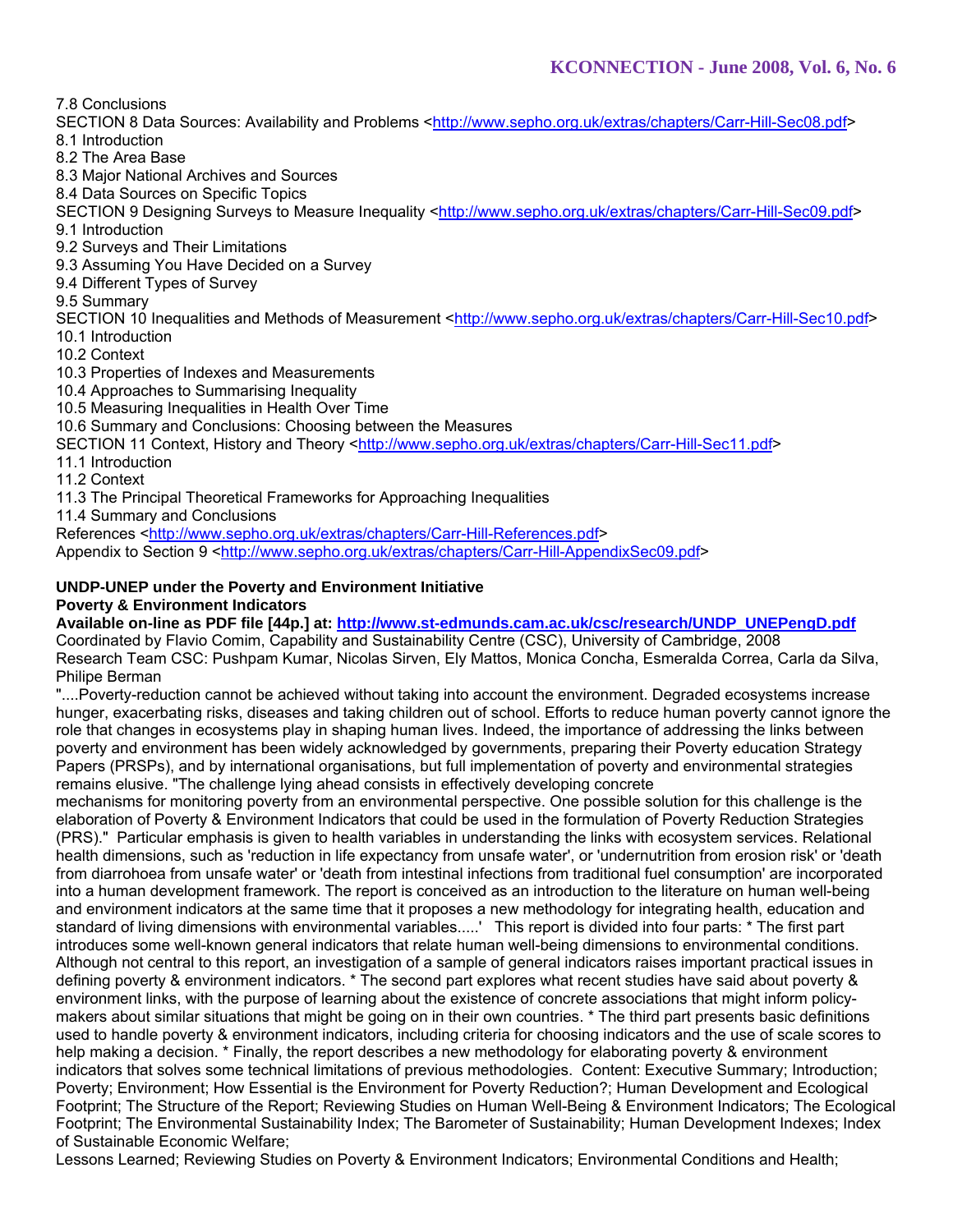7.8 Conclusions

SECTION 8 Data Sources: Availability and Problems <http://www.sepho.org.uk/extras/chapters/Carr-Hill-Sec08.pdf>

8.1 Introduction

8.2 The Area Base

8.3 Major National Archives and Sources

8.4 Data Sources on Specific Topics

SECTION 9 Designing Surveys to Measure Inequality <http://www.sepho.org.uk/extras/chapters/Carr-Hill-Sec09.pdf>

9.1 Introduction

9.2 Surveys and Their Limitations

9.3 Assuming You Have Decided on a Survey

9.4 Different Types of Survey

9.5 Summary

SECTION 10 Inequalities and Methods of Measurement <http://www.sepho.org.uk/extras/chapters/Carr-Hill-Sec10.pdf>

10.1 Introduction

10.2 Context

10.3 Properties of Indexes and Measurements

10.4 Approaches to Summarising Inequality

10.5 Measuring Inequalities in Health Over Time

10.6 Summary and Conclusions: Choosing between the Measures

SECTION 11 Context, History and Theory <http://www.sepho.org.uk/extras/chapters/Carr-Hill-Sec11.pdf>

11.1 Introduction

11.2 Context

11.3 The Principal Theoretical Frameworks for Approaching Inequalities

11.4 Summary and Conclusions

References <http://www.sepho.org.uk/extras/chapters/Carr-Hill-References.pdf>

Appendix to Section 9 <http://www.sepho.org.uk/extras/chapters/Carr-Hill-AppendixSec09.pdf>

**UNDP-UNEP under the Poverty and Environment Initiative**
**Poverty & Environment Indicators**
**Available on-line as PDF file [44p.] at: http://www.st-edmunds.cam.ac.uk/csc/research/UNDP_UNEPengD.pdf**

Coordinated by Flavio Comim, Capability and Sustainability Centre (CSC), University of Cambridge, 2008

Research Team CSC: Pushpam Kumar, Nicolas Sirven, Ely Mattos, Monica Concha, Esmeralda Correa, Carla da Silva, Philipe Berman

"....Poverty-reduction cannot be achieved without taking into account the environment. Degraded ecosystems increase hunger, exacerbating risks, diseases and taking children out of school. Efforts to reduce human poverty cannot ignore the role that changes in ecosystems play in shaping human lives. Indeed, the importance of addressing the links between poverty and environment has been widely acknowledged by governments, preparing their Poverty education Strategy Papers (PRSPs), and by international organisations, but full implementation of poverty and environmental strategies remains elusive. "The challenge lying ahead consists in effectively developing concrete mechanisms for monitoring poverty from an environmental perspective. One possible solution for this challenge is the elaboration of Poverty & Environment Indicators that could be used in the formulation of Poverty Reduction Strategies (PRS)." Particular emphasis is given to health variables in understanding the links with ecosystem services. Relational health dimensions, such as 'reduction in life expectancy from unsafe water', or 'undernutrition from erosion risk' or 'death from diarrohoea from unsafe water' or 'death from intestinal infections from traditional fuel consumption' are incorporated into a human development framework. The report is conceived as an introduction to the literature on human well-being and environment indicators at the same time that it proposes a new methodology for integrating health, education and standard of living dimensions with environmental variables.....' This report is divided into four parts: * The first part introduces some well-known general indicators that relate human well-being dimensions to environmental conditions. Although not central to this report, an investigation of a sample of general indicators raises important practical issues in defining poverty & environment indicators. * The second part explores what recent studies have said about poverty & environment links, with the purpose of learning about the existence of concrete associations that might inform policy-makers about similar situations that might be going on in their own countries. * The third part presents basic definitions used to handle poverty & environment indicators, including criteria for choosing indicators and the use of scale scores to help making a decision. * Finally, the report describes a new methodology for elaborating poverty & environment indicators that solves some technical limitations of previous methodologies. Content: Executive Summary; Introduction; Poverty; Environment; How Essential is the Environment for Poverty Reduction?; Human Development and Ecological Footprint; The Structure of the Report; Reviewing Studies on Human Well-Being & Environment Indicators; The Ecological Footprint; The Environmental Sustainability Index; The Barometer of Sustainability; Human Development Indexes; Index of Sustainable Economic Welfare;

Lessons Learned; Reviewing Studies on Poverty & Environment Indicators; Environmental Conditions and Health;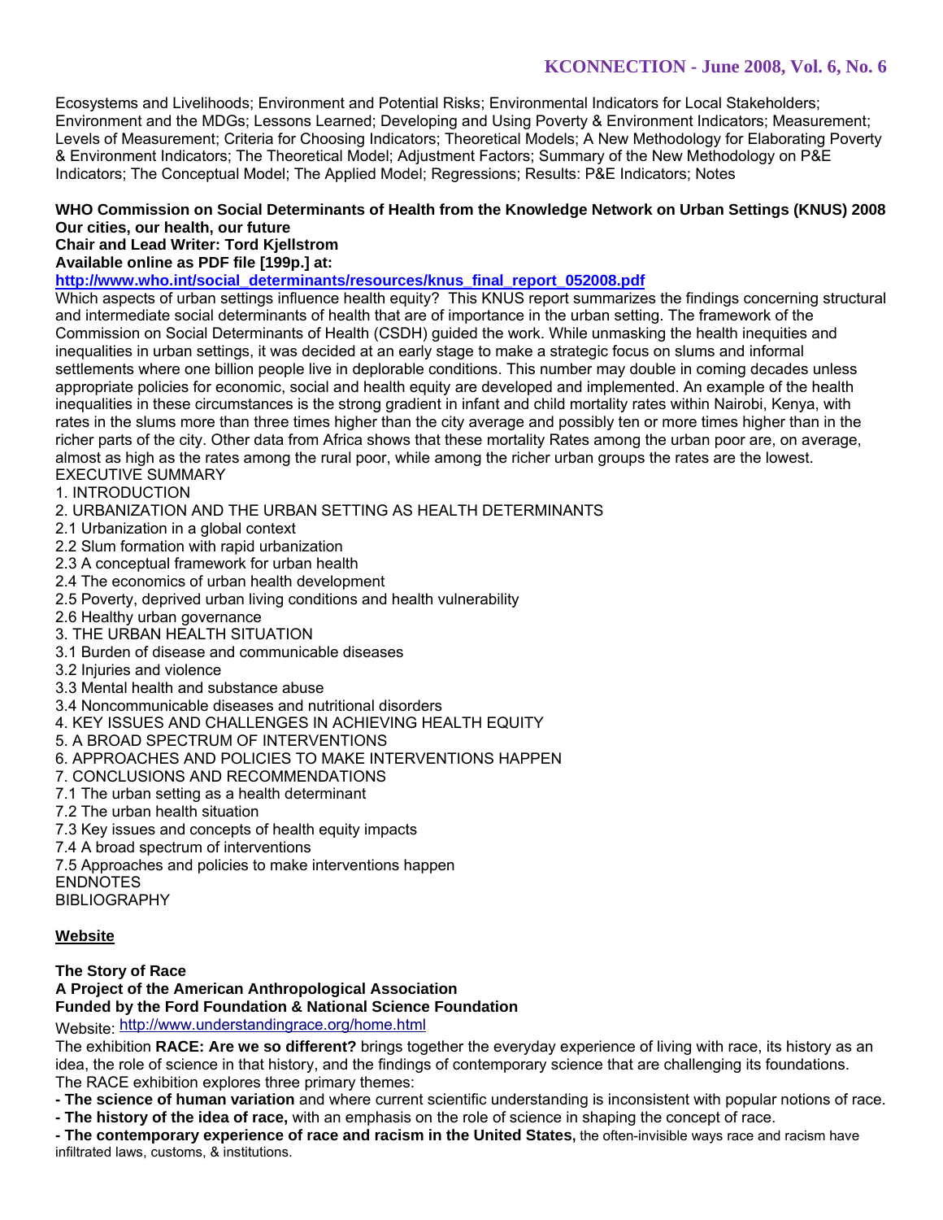Ecosystems and Livelihoods; Environment and Potential Risks; Environmental Indicators for Local Stakeholders; Environment and the MDGs; Lessons Learned; Developing and Using Poverty & Environment Indicators; Measurement; Levels of Measurement; Criteria for Choosing Indicators; Theoretical Models; A New Methodology for Elaborating Poverty & Environment Indicators; The Theoretical Model; Adjustment Factors; Summary of the New Methodology on P&E Indicators; The Conceptual Model; The Applied Model; Regressions; Results: P&E Indicators; Notes

**WHO Commission on Social Determinants of Health from the Knowledge Network on Urban Settings (KNUS) 2008**
**Our cities, our health, our future**
**Chair and Lead Writer: Tord Kjellstrom**
**Available online as PDF file [199p.] at:**
**http://www.who.int/social_determinants/resources/knus_final_report_052008.pdf**

Which aspects of urban settings influence health equity? This KNUS report summarizes the findings concerning structural and intermediate social determinants of health that are of importance in the urban setting. The framework of the Commission on Social Determinants of Health (CSDH) guided the work. While unmasking the health inequities and inequalities in urban settings, it was decided at an early stage to make a strategic focus on slums and informal settlements where one billion people live in deplorable conditions. This number may double in coming decades unless appropriate policies for economic, social and health equity are developed and implemented. An example of the health inequalities in these circumstances is the strong gradient in infant and child mortality rates within Nairobi, Kenya, with rates in the slums more than three times higher than the city average and possibly ten or more times higher than in the richer parts of the city. Other data from Africa shows that these mortality Rates among the urban poor are, on average, almost as high as the rates among the rural poor, while among the richer urban groups the rates are the lowest.

EXECUTIVE SUMMARY
1. INTRODUCTION
2. URBANIZATION AND THE URBAN SETTING AS HEALTH DETERMINANTS
2.1 Urbanization in a global context
2.2 Slum formation with rapid urbanization
2.3 A conceptual framework for urban health
2.4 The economics of urban health development
2.5 Poverty, deprived urban living conditions and health vulnerability
2.6 Healthy urban governance
3. THE URBAN HEALTH SITUATION
3.1 Burden of disease and communicable diseases
3.2 Injuries and violence
3.3 Mental health and substance abuse
3.4 Noncommunicable diseases and nutritional disorders
4. KEY ISSUES AND CHALLENGES IN ACHIEVING HEALTH EQUITY
5. A BROAD SPECTRUM OF INTERVENTIONS
6. APPROACHES AND POLICIES TO MAKE INTERVENTIONS HAPPEN
7. CONCLUSIONS AND RECOMMENDATIONS
7.1 The urban setting as a health determinant
7.2 The urban health situation
7.3 Key issues and concepts of health equity impacts
7.4 A broad spectrum of interventions
7.5 Approaches and policies to make interventions happen
ENDNOTES
BIBLIOGRAPHY

## Website

**The Story of Race**
**A Project of the American Anthropological Association**
**Funded by the Ford Foundation & National Science Foundation**
Website: http://www.understandingrace.org/home.html

The exhibition **RACE: Are we so different?** brings together the everyday experience of living with race, its history as an idea, the role of science in that history, and the findings of contemporary science that are challenging its foundations.
The RACE exhibition explores three primary themes:

- **The science of human variation** and where current scientific understanding is inconsistent with popular notions of race.
- **The history of the idea of race,** with an emphasis on the role of science in shaping the concept of race.
- **The contemporary experience of race and racism in the United States,** the often-invisible ways race and racism have infiltrated laws, customs, & institutions.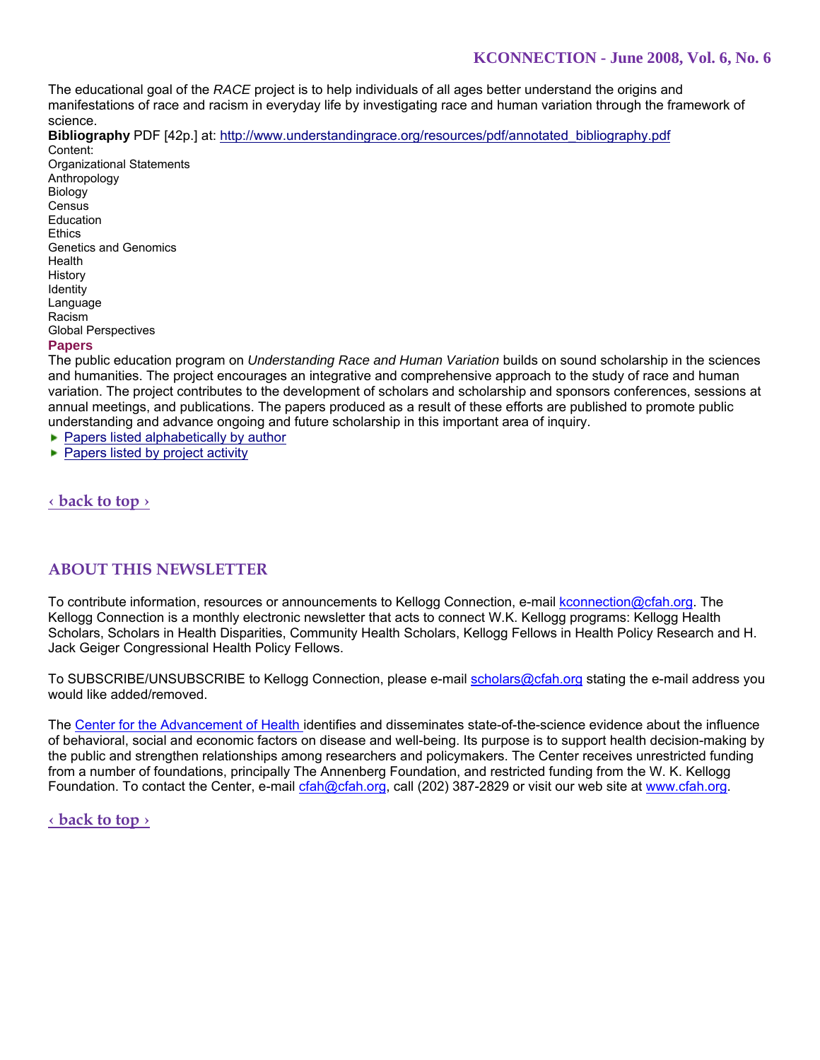The educational goal of the *RACE* project is to help individuals of all ages better understand the origins and manifestations of race and racism in everyday life by investigating race and human variation through the framework of science.

**Bibliography** PDF [42p.] at: http://www.understandingrace.org/resources/pdf/annotated_bibliography.pdf

Content:
Organizational Statements
Anthropology
Biology
Census
Education
Ethics
Genetics and Genomics
Health
History
Identity
Language
Racism
Global Perspectives

**Papers**

The public education program on *Understanding Race and Human Variation* builds on sound scholarship in the sciences and humanities. The project encourages an integrative and comprehensive approach to the study of race and human variation. The project contributes to the development of scholars and scholarship and sponsors conferences, sessions at annual meetings, and publications. The papers produced as a result of these efforts are published to promote public understanding and advance ongoing and future scholarship in this important area of inquiry.

- Papers listed alphabetically by author
- Papers listed by project activity

‹ back to top ›

## ABOUT THIS NEWSLETTER

To contribute information, resources or announcements to Kellogg Connection, e-mail kconnection@cfah.org. The Kellogg Connection is a monthly electronic newsletter that acts to connect W.K. Kellogg programs: Kellogg Health Scholars, Scholars in Health Disparities, Community Health Scholars, Kellogg Fellows in Health Policy Research and H. Jack Geiger Congressional Health Policy Fellows.

To SUBSCRIBE/UNSUBSCRIBE to Kellogg Connection, please e-mail scholars@cfah.org stating the e-mail address you would like added/removed.

The Center for the Advancement of Health identifies and disseminates state-of-the-science evidence about the influence of behavioral, social and economic factors on disease and well-being. Its purpose is to support health decision-making by the public and strengthen relationships among researchers and policymakers. The Center receives unrestricted funding from a number of foundations, principally The Annenberg Foundation, and restricted funding from the W. K. Kellogg Foundation. To contact the Center, e-mail cfah@cfah.org, call (202) 387-2829 or visit our web site at www.cfah.org.

‹ back to top ›